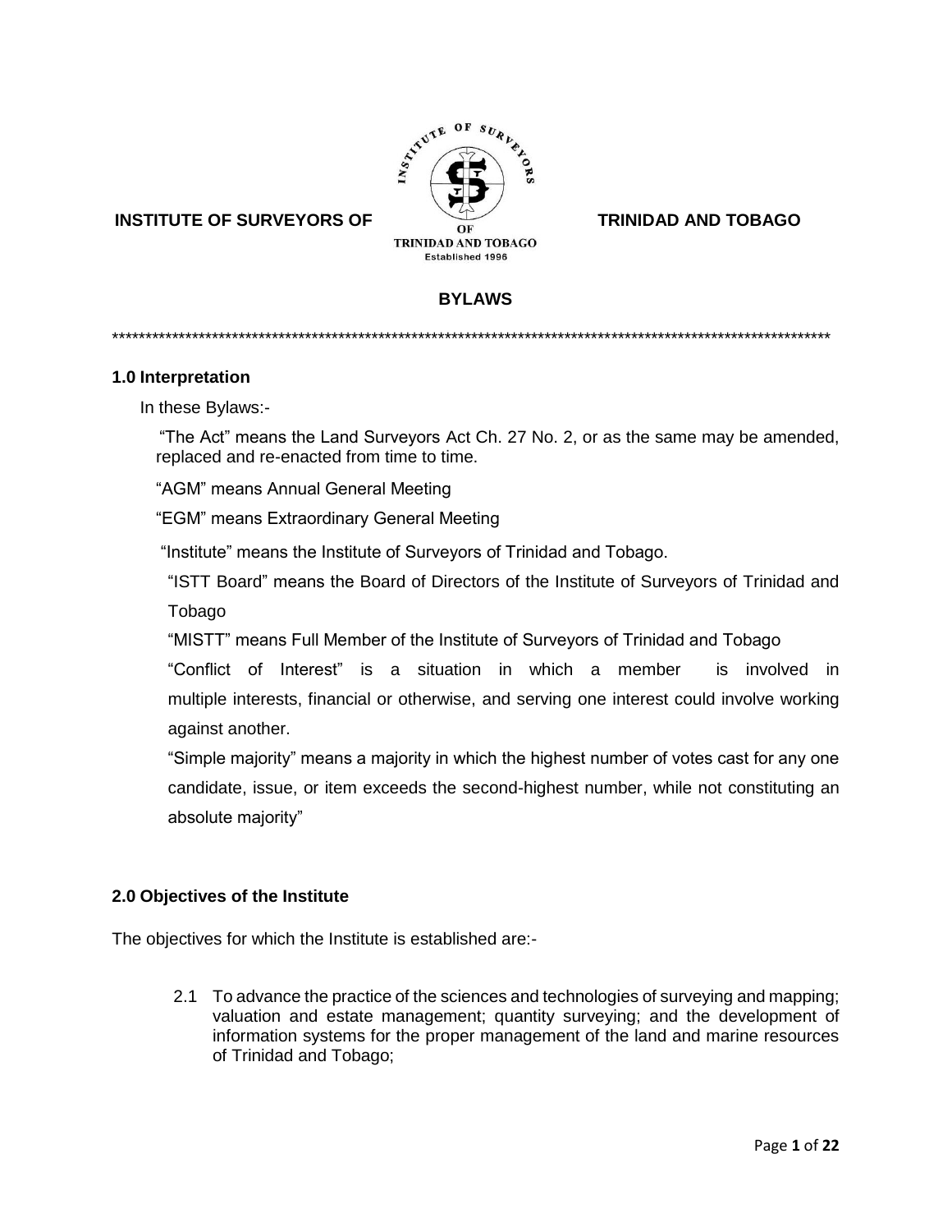**INSTITUTE OF SURVEYORS OF TRINIDAD AND TOBAGO**

Established 1996

# BYLAWS

***************************************************************************************************************

## 1.0 Interpretation

In these Bylaws:-

"The Act" means the Land Surveyors Act Ch. 27 No. 2, or as the same may be amended, replaced and re-enacted from time to time.

"AGM" means Annual General Meeting

"EGM" means Extraordinary General Meeting

"Institute" means the Institute of Surveyors of Trinidad and Tobago.

"ISTT Board" means the Board of Directors of the Institute of Surveyors of Trinidad and Tobago

"MISTT" means Full Member of the Institute of Surveyors of Trinidad and Tobago

"Conflict of Interest" is a situation in which a member is involved in multiple interests, financial or otherwise, and serving one interest could involve working against another.

"Simple majority" means a majority in which the highest number of votes cast for any one candidate, issue, or item exceeds the second-highest number, while not constituting an absolute majority"

## 2.0 Objectives of the Institute

The objectives for which the Institute is established are:-

2.1 To advance the practice of the sciences and technologies of surveying and mapping; valuation and estate management; quantity surveying; and the development of information systems for the proper management of the land and marine resources of Trinidad and Tobago;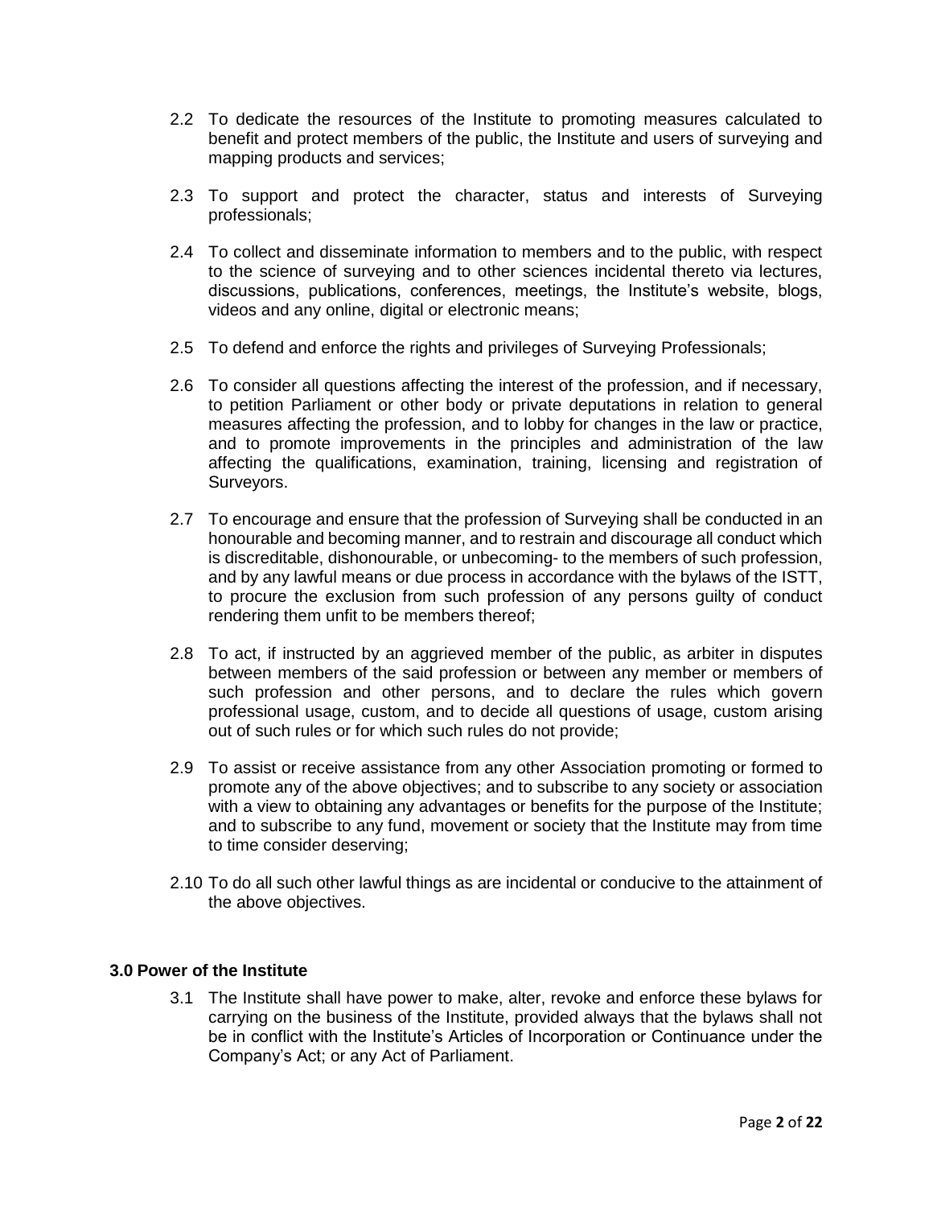2.2 To dedicate the resources of the Institute to promoting measures calculated to benefit and protect members of the public, the Institute and users of surveying and mapping products and services;

2.3 To support and protect the character, status and interests of Surveying professionals;

2.4 To collect and disseminate information to members and to the public, with respect to the science of surveying and to other sciences incidental thereto via lectures, discussions, publications, conferences, meetings, the Institute's website, blogs, videos and any online, digital or electronic means;

2.5 To defend and enforce the rights and privileges of Surveying Professionals;

2.6 To consider all questions affecting the interest of the profession, and if necessary, to petition Parliament or other body or private deputations in relation to general measures affecting the profession, and to lobby for changes in the law or practice, and to promote improvements in the principles and administration of the law affecting the qualifications, examination, training, licensing and registration of Surveyors.

2.7 To encourage and ensure that the profession of Surveying shall be conducted in an honourable and becoming manner, and to restrain and discourage all conduct which is discreditable, dishonourable, or unbecoming- to the members of such profession, and by any lawful means or due process in accordance with the bylaws of the ISTT, to procure the exclusion from such profession of any persons guilty of conduct rendering them unfit to be members thereof;

2.8 To act, if instructed by an aggrieved member of the public, as arbiter in disputes between members of the said profession or between any member or members of such profession and other persons, and to declare the rules which govern professional usage, custom, and to decide all questions of usage, custom arising out of such rules or for which such rules do not provide;

2.9 To assist or receive assistance from any other Association promoting or formed to promote any of the above objectives; and to subscribe to any society or association with a view to obtaining any advantages or benefits for the purpose of the Institute; and to subscribe to any fund, movement or society that the Institute may from time to time consider deserving;

2.10 To do all such other lawful things as are incidental or conducive to the attainment of the above objectives.

### 3.0 Power of the Institute

3.1 The Institute shall have power to make, alter, revoke and enforce these bylaws for carrying on the business of the Institute, provided always that the bylaws shall not be in conflict with the Institute's Articles of Incorporation or Continuance under the Company's Act; or any Act of Parliament.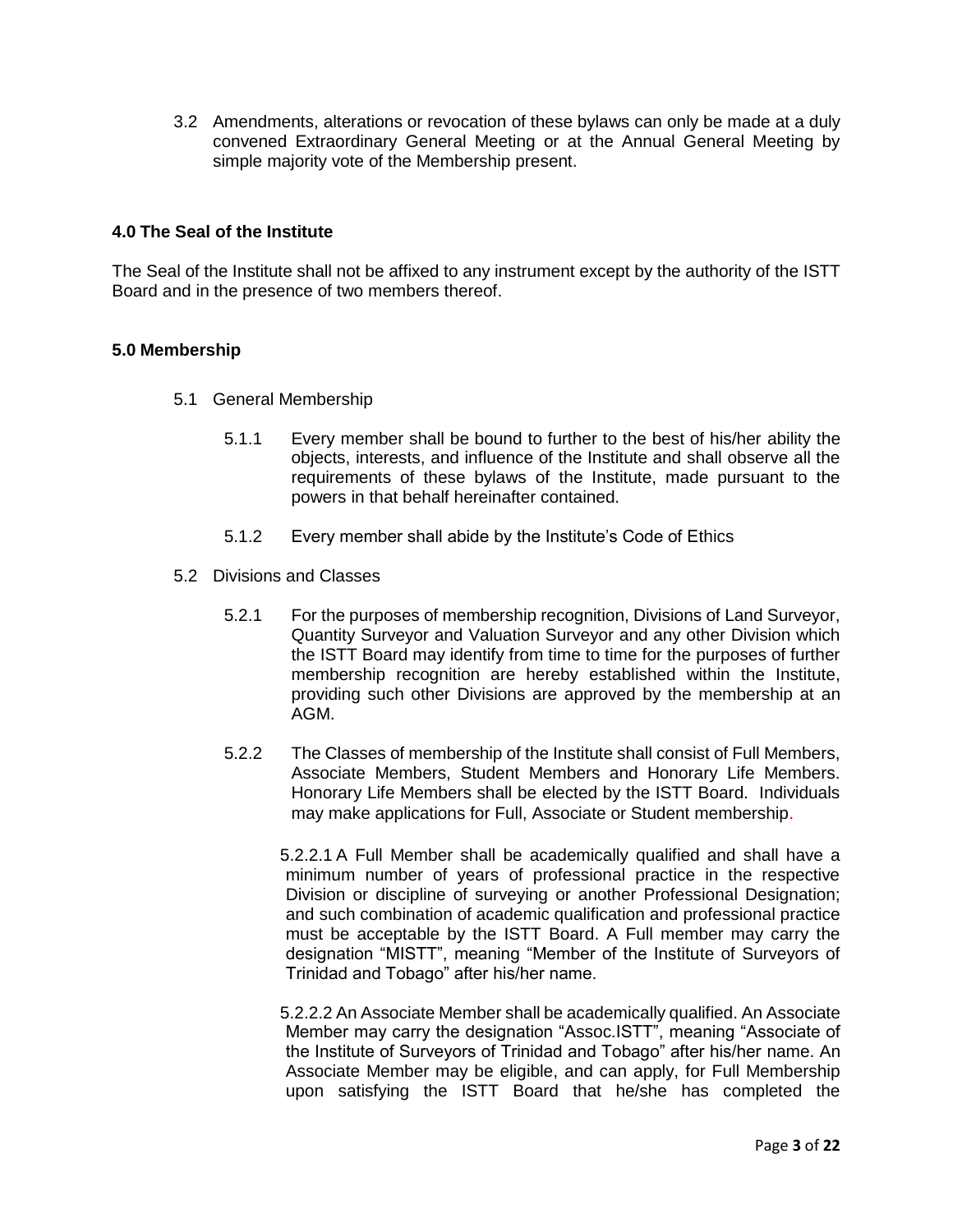3.2 Amendments, alterations or revocation of these bylaws can only be made at a duly convened Extraordinary General Meeting or at the Annual General Meeting by simple majority vote of the Membership present.

## 4.0 The Seal of the Institute

The Seal of the Institute shall not be affixed to any instrument except by the authority of the ISTT Board and in the presence of two members thereof.

## 5.0 Membership

5.1 General Membership

5.1.1 Every member shall be bound to further to the best of his/her ability the objects, interests, and influence of the Institute and shall observe all the requirements of these bylaws of the Institute, made pursuant to the powers in that behalf hereinafter contained.

5.1.2 Every member shall abide by the Institute's Code of Ethics

5.2 Divisions and Classes

5.2.1 For the purposes of membership recognition, Divisions of Land Surveyor, Quantity Surveyor and Valuation Surveyor and any other Division which the ISTT Board may identify from time to time for the purposes of further membership recognition are hereby established within the Institute, providing such other Divisions are approved by the membership at an AGM.

5.2.2 The Classes of membership of the Institute shall consist of Full Members, Associate Members, Student Members and Honorary Life Members. Honorary Life Members shall be elected by the ISTT Board. Individuals may make applications for Full, Associate or Student membership.

5.2.2.1 A Full Member shall be academically qualified and shall have a minimum number of years of professional practice in the respective Division or discipline of surveying or another Professional Designation; and such combination of academic qualification and professional practice must be acceptable by the ISTT Board. A Full member may carry the designation "MISTT", meaning "Member of the Institute of Surveyors of Trinidad and Tobago" after his/her name.

5.2.2.2 An Associate Member shall be academically qualified. An Associate Member may carry the designation "Assoc.ISTT", meaning "Associate of the Institute of Surveyors of Trinidad and Tobago" after his/her name. An Associate Member may be eligible, and can apply, for Full Membership upon satisfying the ISTT Board that he/she has completed the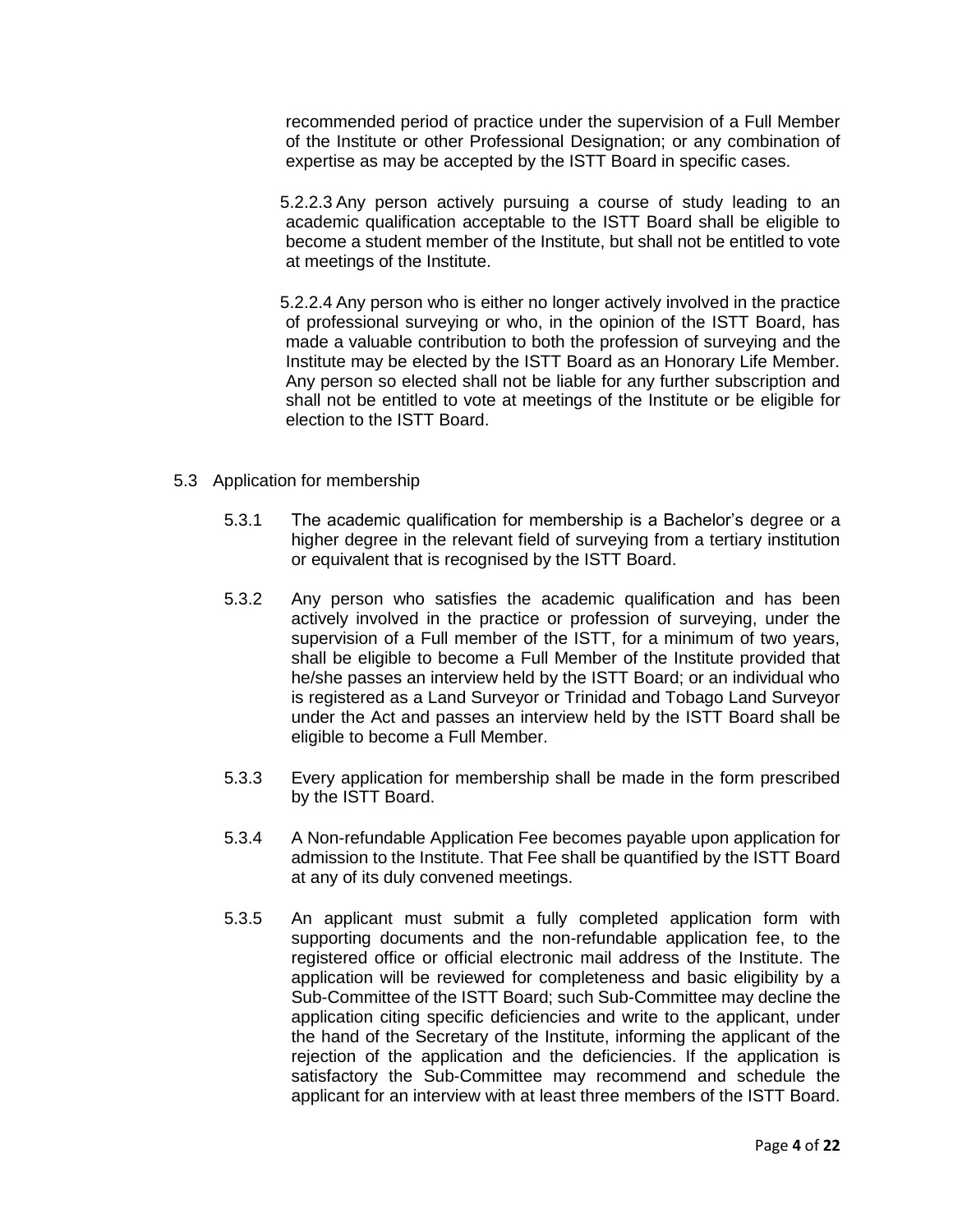recommended period of practice under the supervision of a Full Member of the Institute or other Professional Designation; or any combination of expertise as may be accepted by the ISTT Board in specific cases.

5.2.2.3 Any person actively pursuing a course of study leading to an academic qualification acceptable to the ISTT Board shall be eligible to become a student member of the Institute, but shall not be entitled to vote at meetings of the Institute.

5.2.2.4 Any person who is either no longer actively involved in the practice of professional surveying or who, in the opinion of the ISTT Board, has made a valuable contribution to both the profession of surveying and the Institute may be elected by the ISTT Board as an Honorary Life Member. Any person so elected shall not be liable for any further subscription and shall not be entitled to vote at meetings of the Institute or be eligible for election to the ISTT Board.

5.3 Application for membership

5.3.1 The academic qualification for membership is a Bachelor's degree or a higher degree in the relevant field of surveying from a tertiary institution or equivalent that is recognised by the ISTT Board.

5.3.2 Any person who satisfies the academic qualification and has been actively involved in the practice or profession of surveying, under the supervision of a Full member of the ISTT, for a minimum of two years, shall be eligible to become a Full Member of the Institute provided that he/she passes an interview held by the ISTT Board; or an individual who is registered as a Land Surveyor or Trinidad and Tobago Land Surveyor under the Act and passes an interview held by the ISTT Board shall be eligible to become a Full Member.

5.3.3 Every application for membership shall be made in the form prescribed by the ISTT Board.

5.3.4 A Non-refundable Application Fee becomes payable upon application for admission to the Institute. That Fee shall be quantified by the ISTT Board at any of its duly convened meetings.

5.3.5 An applicant must submit a fully completed application form with supporting documents and the non-refundable application fee, to the registered office or official electronic mail address of the Institute. The application will be reviewed for completeness and basic eligibility by a Sub-Committee of the ISTT Board; such Sub-Committee may decline the application citing specific deficiencies and write to the applicant, under the hand of the Secretary of the Institute, informing the applicant of the rejection of the application and the deficiencies. If the application is satisfactory the Sub-Committee may recommend and schedule the applicant for an interview with at least three members of the ISTT Board.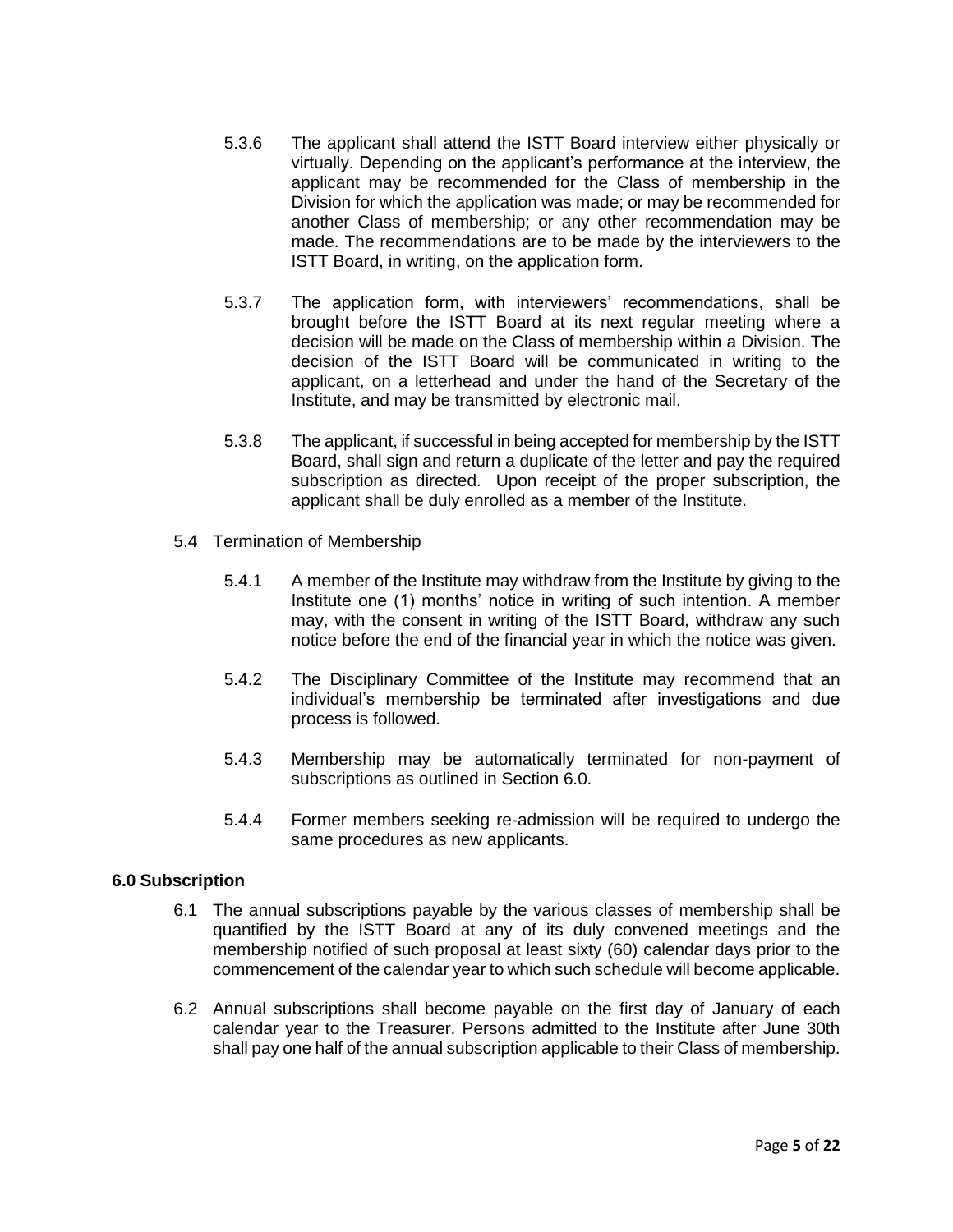5.3.6 The applicant shall attend the ISTT Board interview either physically or virtually. Depending on the applicant's performance at the interview, the applicant may be recommended for the Class of membership in the Division for which the application was made; or may be recommended for another Class of membership; or any other recommendation may be made. The recommendations are to be made by the interviewers to the ISTT Board, in writing, on the application form.

5.3.7 The application form, with interviewers' recommendations, shall be brought before the ISTT Board at its next regular meeting where a decision will be made on the Class of membership within a Division. The decision of the ISTT Board will be communicated in writing to the applicant, on a letterhead and under the hand of the Secretary of the Institute, and may be transmitted by electronic mail.

5.3.8 The applicant, if successful in being accepted for membership by the ISTT Board, shall sign and return a duplicate of the letter and pay the required subscription as directed. Upon receipt of the proper subscription, the applicant shall be duly enrolled as a member of the Institute.

5.4 Termination of Membership

5.4.1 A member of the Institute may withdraw from the Institute by giving to the Institute one (1) months' notice in writing of such intention. A member may, with the consent in writing of the ISTT Board, withdraw any such notice before the end of the financial year in which the notice was given.

5.4.2 The Disciplinary Committee of the Institute may recommend that an individual's membership be terminated after investigations and due process is followed.

5.4.3 Membership may be automatically terminated for non-payment of subscriptions as outlined in Section 6.0.

5.4.4 Former members seeking re-admission will be required to undergo the same procedures as new applicants.

**6.0 Subscription**

6.1 The annual subscriptions payable by the various classes of membership shall be quantified by the ISTT Board at any of its duly convened meetings and the membership notified of such proposal at least sixty (60) calendar days prior to the commencement of the calendar year to which such schedule will become applicable.

6.2 Annual subscriptions shall become payable on the first day of January of each calendar year to the Treasurer. Persons admitted to the Institute after June 30th shall pay one half of the annual subscription applicable to their Class of membership.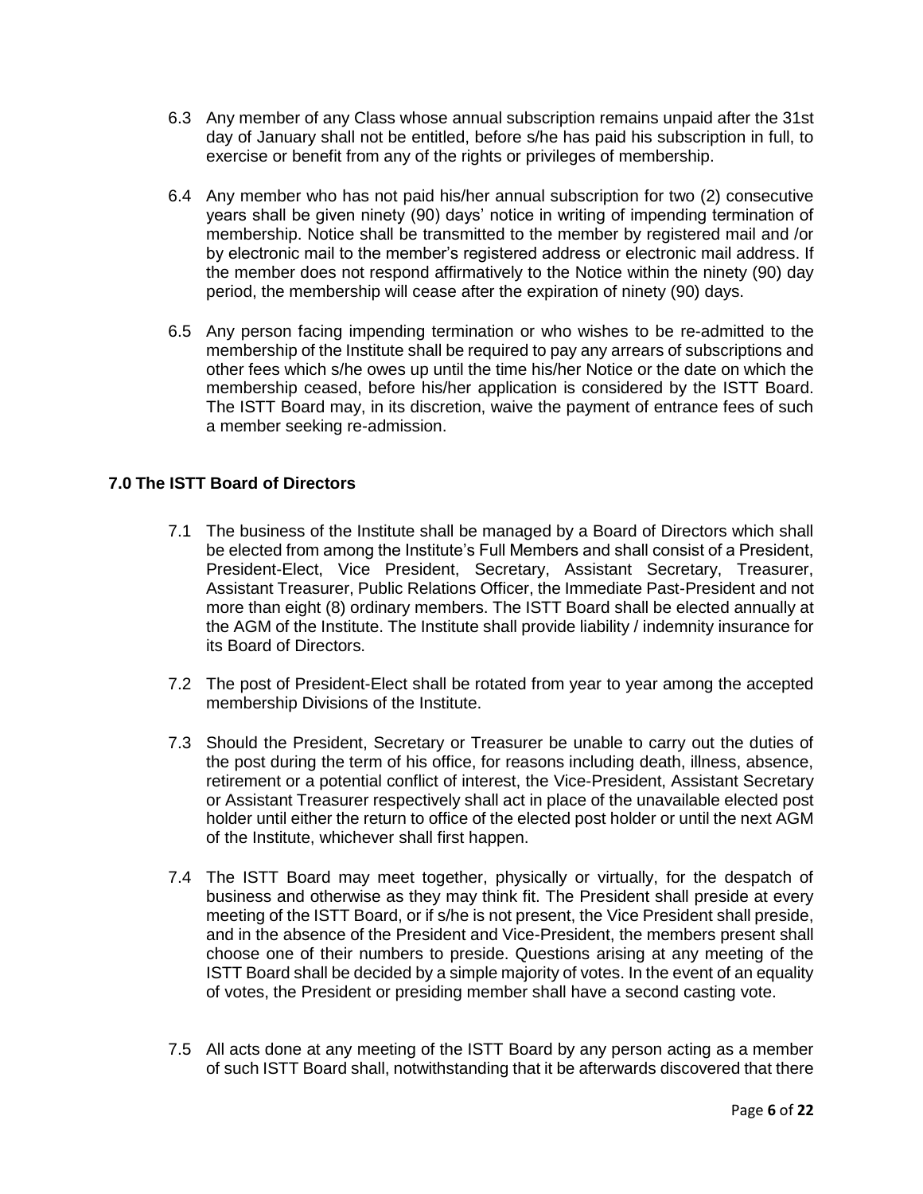6.3 Any member of any Class whose annual subscription remains unpaid after the 31st day of January shall not be entitled, before s/he has paid his subscription in full, to exercise or benefit from any of the rights or privileges of membership.

6.4 Any member who has not paid his/her annual subscription for two (2) consecutive years shall be given ninety (90) days' notice in writing of impending termination of membership. Notice shall be transmitted to the member by registered mail and /or by electronic mail to the member's registered address or electronic mail address. If the member does not respond affirmatively to the Notice within the ninety (90) day period, the membership will cease after the expiration of ninety (90) days.

6.5 Any person facing impending termination or who wishes to be re-admitted to the membership of the Institute shall be required to pay any arrears of subscriptions and other fees which s/he owes up until the time his/her Notice or the date on which the membership ceased, before his/her application is considered by the ISTT Board. The ISTT Board may, in its discretion, waive the payment of entrance fees of such a member seeking re-admission.

## 7.0 The ISTT Board of Directors

7.1 The business of the Institute shall be managed by a Board of Directors which shall be elected from among the Institute's Full Members and shall consist of a President, President-Elect, Vice President, Secretary, Assistant Secretary, Treasurer, Assistant Treasurer, Public Relations Officer, the Immediate Past-President and not more than eight (8) ordinary members. The ISTT Board shall be elected annually at the AGM of the Institute. The Institute shall provide liability / indemnity insurance for its Board of Directors.

7.2 The post of President-Elect shall be rotated from year to year among the accepted membership Divisions of the Institute.

7.3 Should the President, Secretary or Treasurer be unable to carry out the duties of the post during the term of his office, for reasons including death, illness, absence, retirement or a potential conflict of interest, the Vice-President, Assistant Secretary or Assistant Treasurer respectively shall act in place of the unavailable elected post holder until either the return to office of the elected post holder or until the next AGM of the Institute, whichever shall first happen.

7.4 The ISTT Board may meet together, physically or virtually, for the despatch of business and otherwise as they may think fit. The President shall preside at every meeting of the ISTT Board, or if s/he is not present, the Vice President shall preside, and in the absence of the President and Vice-President, the members present shall choose one of their numbers to preside. Questions arising at any meeting of the ISTT Board shall be decided by a simple majority of votes. In the event of an equality of votes, the President or presiding member shall have a second casting vote.

7.5 All acts done at any meeting of the ISTT Board by any person acting as a member of such ISTT Board shall, notwithstanding that it be afterwards discovered that there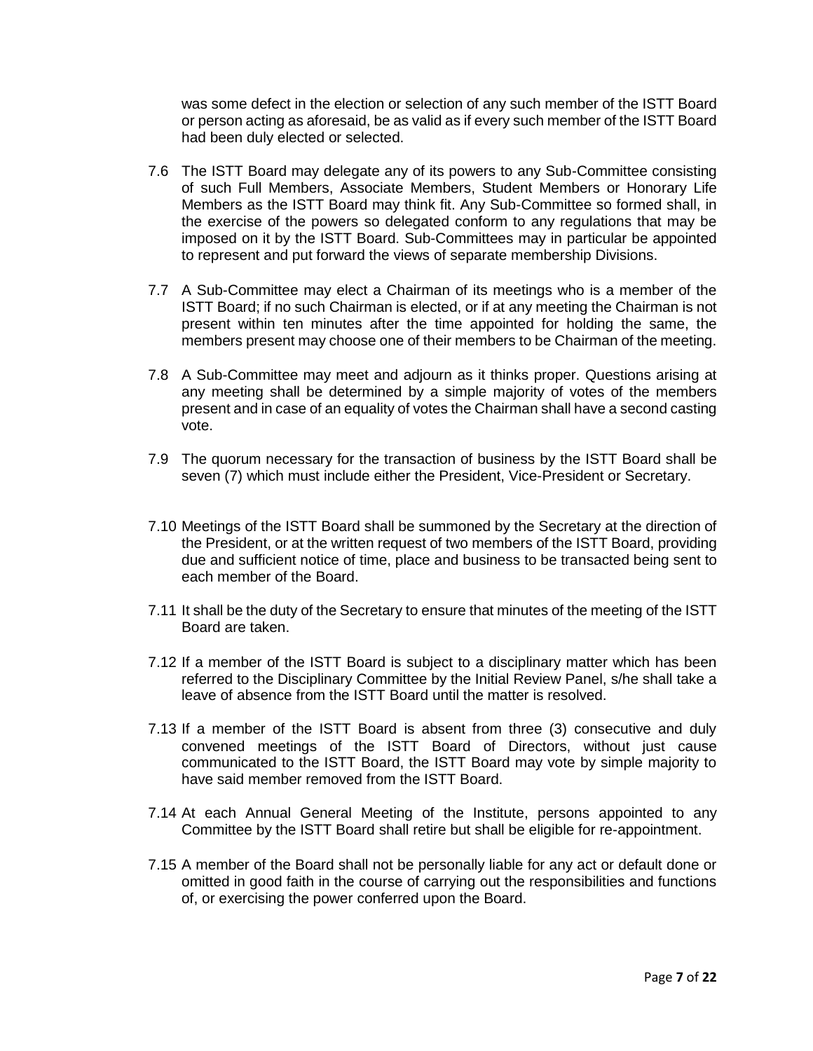was some defect in the election or selection of any such member of the ISTT Board or person acting as aforesaid, be as valid as if every such member of the ISTT Board had been duly elected or selected.

7.6 The ISTT Board may delegate any of its powers to any Sub-Committee consisting of such Full Members, Associate Members, Student Members or Honorary Life Members as the ISTT Board may think fit. Any Sub-Committee so formed shall, in the exercise of the powers so delegated conform to any regulations that may be imposed on it by the ISTT Board. Sub-Committees may in particular be appointed to represent and put forward the views of separate membership Divisions.

7.7 A Sub-Committee may elect a Chairman of its meetings who is a member of the ISTT Board; if no such Chairman is elected, or if at any meeting the Chairman is not present within ten minutes after the time appointed for holding the same, the members present may choose one of their members to be Chairman of the meeting.

7.8 A Sub-Committee may meet and adjourn as it thinks proper. Questions arising at any meeting shall be determined by a simple majority of votes of the members present and in case of an equality of votes the Chairman shall have a second casting vote.

7.9 The quorum necessary for the transaction of business by the ISTT Board shall be seven (7) which must include either the President, Vice-President or Secretary.

7.10 Meetings of the ISTT Board shall be summoned by the Secretary at the direction of the President, or at the written request of two members of the ISTT Board, providing due and sufficient notice of time, place and business to be transacted being sent to each member of the Board.

7.11 It shall be the duty of the Secretary to ensure that minutes of the meeting of the ISTT Board are taken.

7.12 If a member of the ISTT Board is subject to a disciplinary matter which has been referred to the Disciplinary Committee by the Initial Review Panel, s/he shall take a leave of absence from the ISTT Board until the matter is resolved.

7.13 If a member of the ISTT Board is absent from three (3) consecutive and duly convened meetings of the ISTT Board of Directors, without just cause communicated to the ISTT Board, the ISTT Board may vote by simple majority to have said member removed from the ISTT Board.

7.14 At each Annual General Meeting of the Institute, persons appointed to any Committee by the ISTT Board shall retire but shall be eligible for re-appointment.

7.15 A member of the Board shall not be personally liable for any act or default done or omitted in good faith in the course of carrying out the responsibilities and functions of, or exercising the power conferred upon the Board.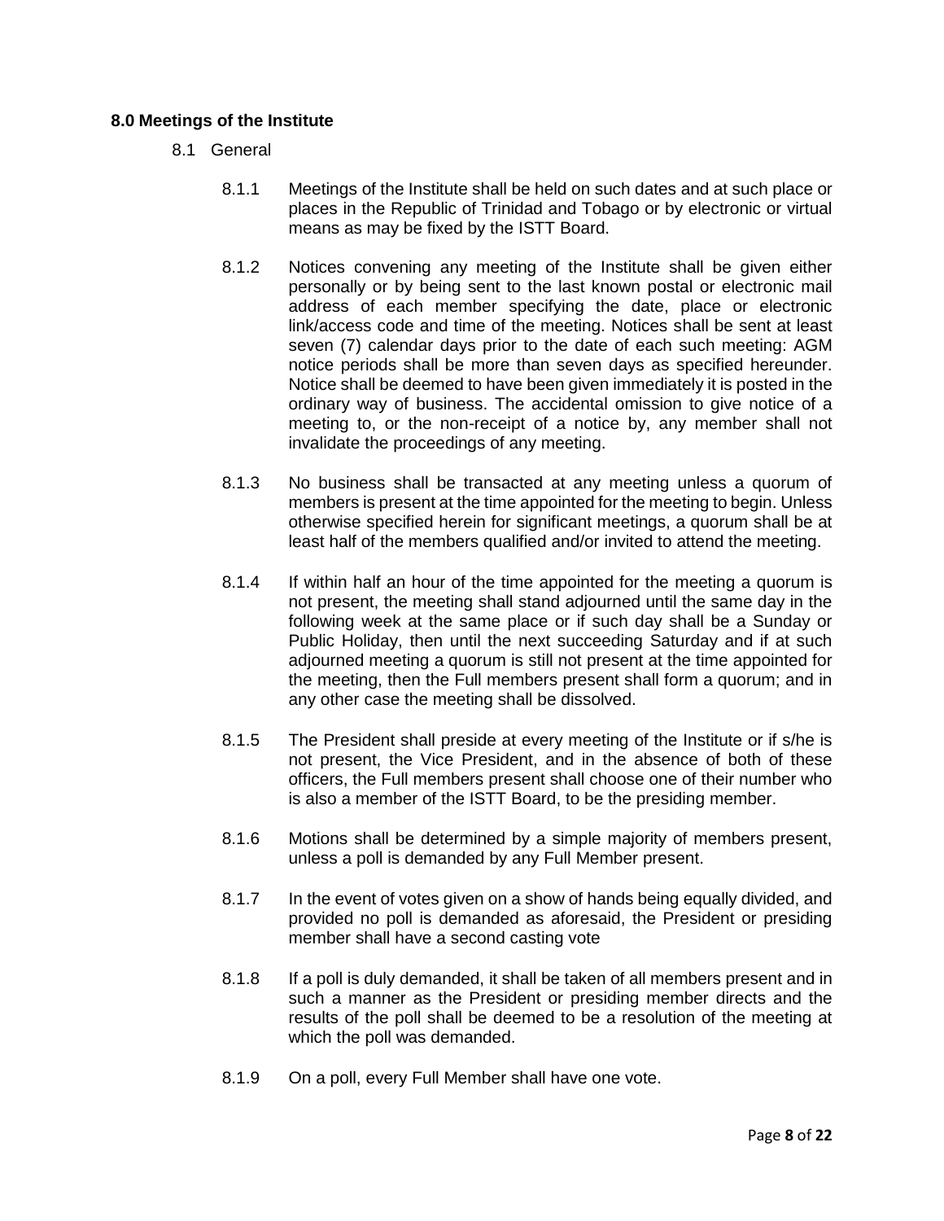## 8.0 Meetings of the Institute

### 8.1 General

8.1.1 Meetings of the Institute shall be held on such dates and at such place or places in the Republic of Trinidad and Tobago or by electronic or virtual means as may be fixed by the ISTT Board.

8.1.2 Notices convening any meeting of the Institute shall be given either personally or by being sent to the last known postal or electronic mail address of each member specifying the date, place or electronic link/access code and time of the meeting. Notices shall be sent at least seven (7) calendar days prior to the date of each such meeting: AGM notice periods shall be more than seven days as specified hereunder. Notice shall be deemed to have been given immediately it is posted in the ordinary way of business. The accidental omission to give notice of a meeting to, or the non-receipt of a notice by, any member shall not invalidate the proceedings of any meeting.

8.1.3 No business shall be transacted at any meeting unless a quorum of members is present at the time appointed for the meeting to begin. Unless otherwise specified herein for significant meetings, a quorum shall be at least half of the members qualified and/or invited to attend the meeting.

8.1.4 If within half an hour of the time appointed for the meeting a quorum is not present, the meeting shall stand adjourned until the same day in the following week at the same place or if such day shall be a Sunday or Public Holiday, then until the next succeeding Saturday and if at such adjourned meeting a quorum is still not present at the time appointed for the meeting, then the Full members present shall form a quorum; and in any other case the meeting shall be dissolved.

8.1.5 The President shall preside at every meeting of the Institute or if s/he is not present, the Vice President, and in the absence of both of these officers, the Full members present shall choose one of their number who is also a member of the ISTT Board, to be the presiding member.

8.1.6 Motions shall be determined by a simple majority of members present, unless a poll is demanded by any Full Member present.

8.1.7 In the event of votes given on a show of hands being equally divided, and provided no poll is demanded as aforesaid, the President or presiding member shall have a second casting vote

8.1.8 If a poll is duly demanded, it shall be taken of all members present and in such a manner as the President or presiding member directs and the results of the poll shall be deemed to be a resolution of the meeting at which the poll was demanded.

8.1.9 On a poll, every Full Member shall have one vote.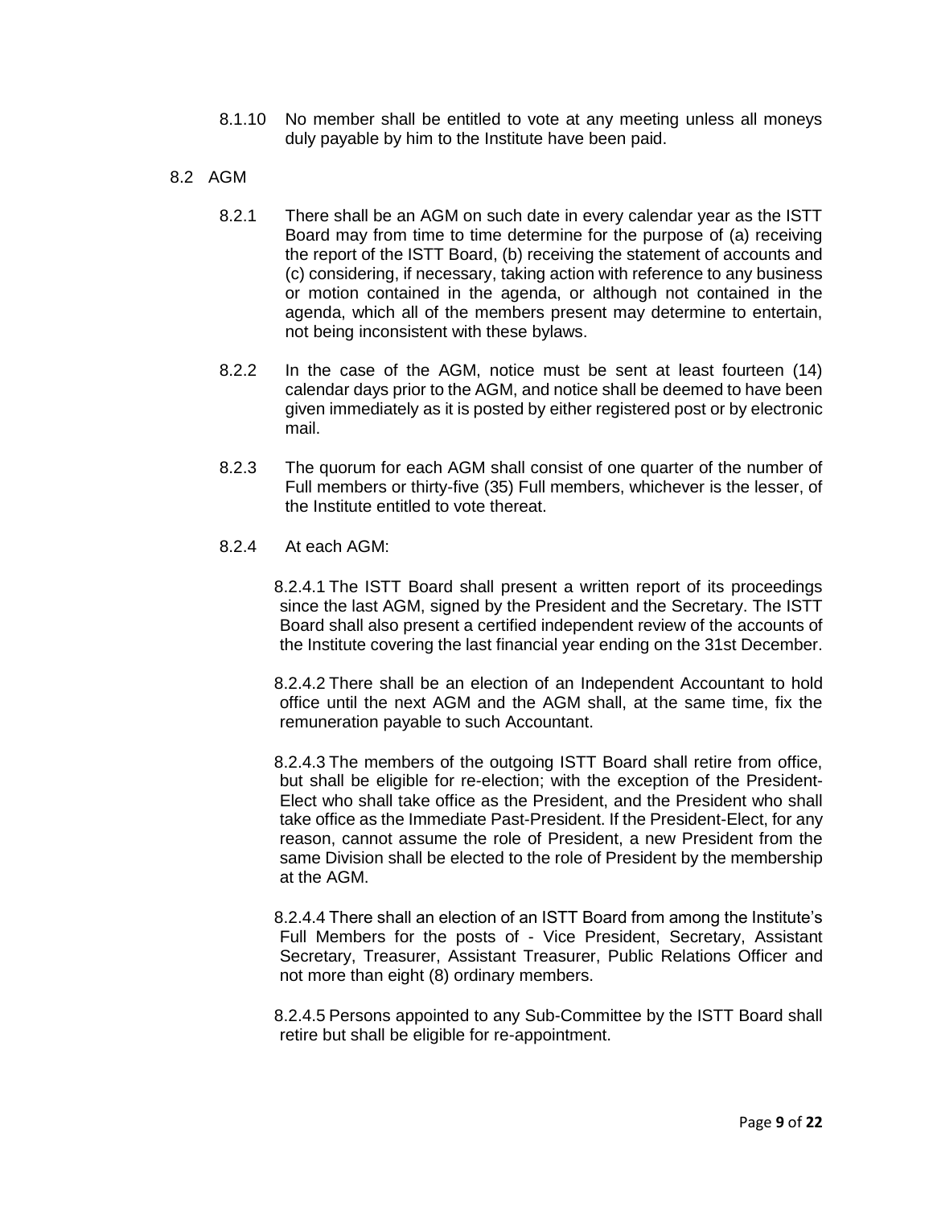8.1.10 No member shall be entitled to vote at any meeting unless all moneys duly payable by him to the Institute have been paid.

## 8.2 AGM

8.2.1 There shall be an AGM on such date in every calendar year as the ISTT Board may from time to time determine for the purpose of (a) receiving the report of the ISTT Board, (b) receiving the statement of accounts and (c) considering, if necessary, taking action with reference to any business or motion contained in the agenda, or although not contained in the agenda, which all of the members present may determine to entertain, not being inconsistent with these bylaws.

8.2.2 In the case of the AGM, notice must be sent at least fourteen (14) calendar days prior to the AGM, and notice shall be deemed to have been given immediately as it is posted by either registered post or by electronic mail.

8.2.3 The quorum for each AGM shall consist of one quarter of the number of Full members or thirty-five (35) Full members, whichever is the lesser, of the Institute entitled to vote thereat.

8.2.4 At each AGM:

8.2.4.1 The ISTT Board shall present a written report of its proceedings since the last AGM, signed by the President and the Secretary. The ISTT Board shall also present a certified independent review of the accounts of the Institute covering the last financial year ending on the 31st December.

8.2.4.2 There shall be an election of an Independent Accountant to hold office until the next AGM and the AGM shall, at the same time, fix the remuneration payable to such Accountant.

8.2.4.3 The members of the outgoing ISTT Board shall retire from office, but shall be eligible for re-election; with the exception of the President-Elect who shall take office as the President, and the President who shall take office as the Immediate Past-President. If the President-Elect, for any reason, cannot assume the role of President, a new President from the same Division shall be elected to the role of President by the membership at the AGM.

8.2.4.4 There shall an election of an ISTT Board from among the Institute's Full Members for the posts of - Vice President, Secretary, Assistant Secretary, Treasurer, Assistant Treasurer, Public Relations Officer and not more than eight (8) ordinary members.

8.2.4.5 Persons appointed to any Sub-Committee by the ISTT Board shall retire but shall be eligible for re-appointment.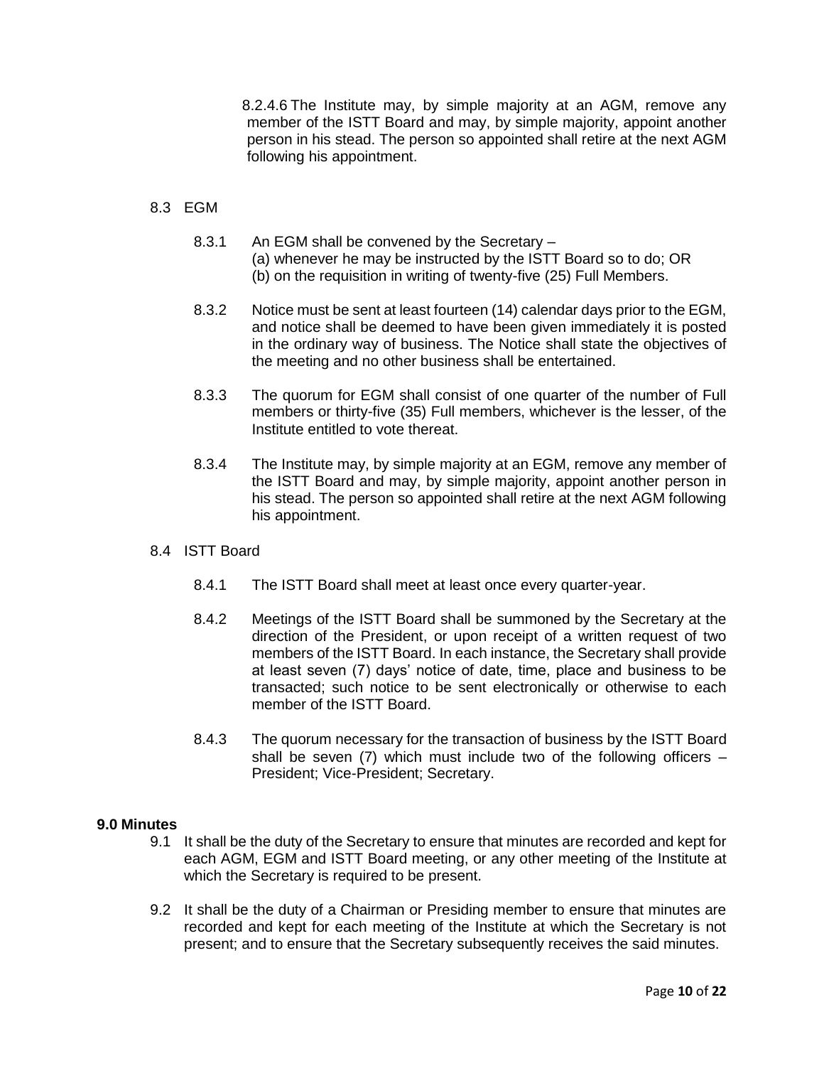8.2.4.6 The Institute may, by simple majority at an AGM, remove any member of the ISTT Board and may, by simple majority, appoint another person in his stead. The person so appointed shall retire at the next AGM following his appointment.

8.3 EGM

8.3.1 An EGM shall be convened by the Secretary –
(a) whenever he may be instructed by the ISTT Board so to do; OR
(b) on the requisition in writing of twenty-five (25) Full Members.

8.3.2 Notice must be sent at least fourteen (14) calendar days prior to the EGM, and notice shall be deemed to have been given immediately it is posted in the ordinary way of business. The Notice shall state the objectives of the meeting and no other business shall be entertained.

8.3.3 The quorum for EGM shall consist of one quarter of the number of Full members or thirty-five (35) Full members, whichever is the lesser, of the Institute entitled to vote thereat.

8.3.4 The Institute may, by simple majority at an EGM, remove any member of the ISTT Board and may, by simple majority, appoint another person in his stead. The person so appointed shall retire at the next AGM following his appointment.

8.4 ISTT Board

8.4.1 The ISTT Board shall meet at least once every quarter-year.

8.4.2 Meetings of the ISTT Board shall be summoned by the Secretary at the direction of the President, or upon receipt of a written request of two members of the ISTT Board. In each instance, the Secretary shall provide at least seven (7) days' notice of date, time, place and business to be transacted; such notice to be sent electronically or otherwise to each member of the ISTT Board.

8.4.3 The quorum necessary for the transaction of business by the ISTT Board shall be seven (7) which must include two of the following officers – President; Vice-President; Secretary.

**9.0 Minutes**

9.1 It shall be the duty of the Secretary to ensure that minutes are recorded and kept for each AGM, EGM and ISTT Board meeting, or any other meeting of the Institute at which the Secretary is required to be present.

9.2 It shall be the duty of a Chairman or Presiding member to ensure that minutes are recorded and kept for each meeting of the Institute at which the Secretary is not present; and to ensure that the Secretary subsequently receives the said minutes.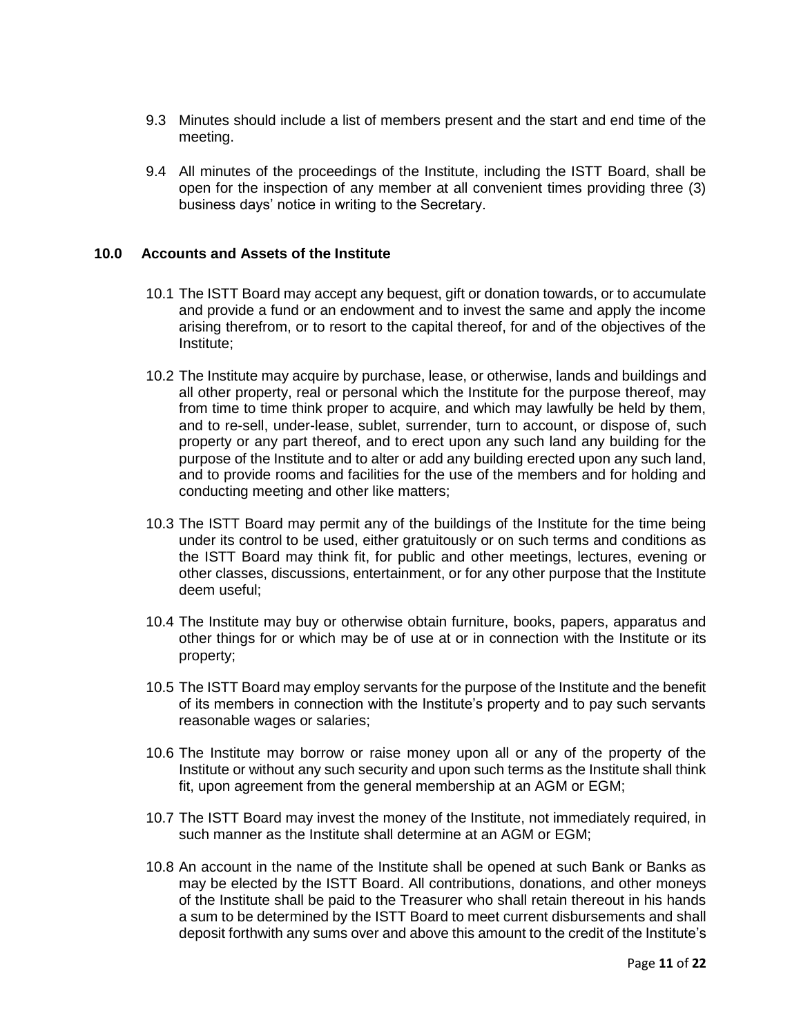9.3 Minutes should include a list of members present and the start and end time of the meeting.

9.4 All minutes of the proceedings of the Institute, including the ISTT Board, shall be open for the inspection of any member at all convenient times providing three (3) business days' notice in writing to the Secretary.

## 10.0 Accounts and Assets of the Institute

10.1 The ISTT Board may accept any bequest, gift or donation towards, or to accumulate and provide a fund or an endowment and to invest the same and apply the income arising therefrom, or to resort to the capital thereof, for and of the objectives of the Institute;

10.2 The Institute may acquire by purchase, lease, or otherwise, lands and buildings and all other property, real or personal which the Institute for the purpose thereof, may from time to time think proper to acquire, and which may lawfully be held by them, and to re-sell, under-lease, sublet, surrender, turn to account, or dispose of, such property or any part thereof, and to erect upon any such land any building for the purpose of the Institute and to alter or add any building erected upon any such land, and to provide rooms and facilities for the use of the members and for holding and conducting meeting and other like matters;

10.3 The ISTT Board may permit any of the buildings of the Institute for the time being under its control to be used, either gratuitously or on such terms and conditions as the ISTT Board may think fit, for public and other meetings, lectures, evening or other classes, discussions, entertainment, or for any other purpose that the Institute deem useful;

10.4 The Institute may buy or otherwise obtain furniture, books, papers, apparatus and other things for or which may be of use at or in connection with the Institute or its property;

10.5 The ISTT Board may employ servants for the purpose of the Institute and the benefit of its members in connection with the Institute's property and to pay such servants reasonable wages or salaries;

10.6 The Institute may borrow or raise money upon all or any of the property of the Institute or without any such security and upon such terms as the Institute shall think fit, upon agreement from the general membership at an AGM or EGM;

10.7 The ISTT Board may invest the money of the Institute, not immediately required, in such manner as the Institute shall determine at an AGM or EGM;

10.8 An account in the name of the Institute shall be opened at such Bank or Banks as may be elected by the ISTT Board. All contributions, donations, and other moneys of the Institute shall be paid to the Treasurer who shall retain thereout in his hands a sum to be determined by the ISTT Board to meet current disbursements and shall deposit forthwith any sums over and above this amount to the credit of the Institute's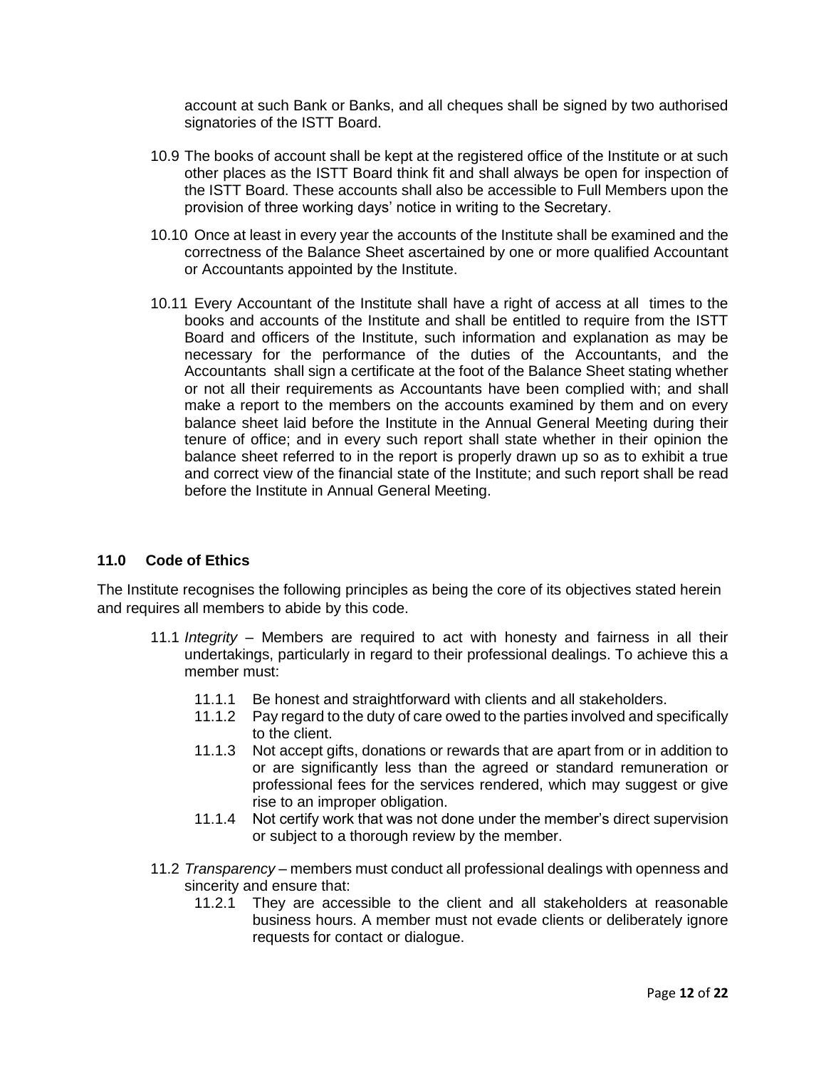account at such Bank or Banks, and all cheques shall be signed by two authorised signatories of the ISTT Board.

10.9 The books of account shall be kept at the registered office of the Institute or at such other places as the ISTT Board think fit and shall always be open for inspection of the ISTT Board. These accounts shall also be accessible to Full Members upon the provision of three working days' notice in writing to the Secretary.

10.10 Once at least in every year the accounts of the Institute shall be examined and the correctness of the Balance Sheet ascertained by one or more qualified Accountant or Accountants appointed by the Institute.

10.11 Every Accountant of the Institute shall have a right of access at all times to the books and accounts of the Institute and shall be entitled to require from the ISTT Board and officers of the Institute, such information and explanation as may be necessary for the performance of the duties of the Accountants, and the Accountants shall sign a certificate at the foot of the Balance Sheet stating whether or not all their requirements as Accountants have been complied with; and shall make a report to the members on the accounts examined by them and on every balance sheet laid before the Institute in the Annual General Meeting during their tenure of office; and in every such report shall state whether in their opinion the balance sheet referred to in the report is properly drawn up so as to exhibit a true and correct view of the financial state of the Institute; and such report shall be read before the Institute in Annual General Meeting.

## 11.0 Code of Ethics

The Institute recognises the following principles as being the core of its objectives stated herein and requires all members to abide by this code.

11.1 *Integrity* – Members are required to act with honesty and fairness in all their undertakings, particularly in regard to their professional dealings. To achieve this a member must:

- 11.1.1 Be honest and straightforward with clients and all stakeholders.
- 11.1.2 Pay regard to the duty of care owed to the parties involved and specifically to the client.
- 11.1.3 Not accept gifts, donations or rewards that are apart from or in addition to or are significantly less than the agreed or standard remuneration or professional fees for the services rendered, which may suggest or give rise to an improper obligation.
- 11.1.4 Not certify work that was not done under the member's direct supervision or subject to a thorough review by the member.

11.2 *Transparency* – members must conduct all professional dealings with openness and sincerity and ensure that:

- 11.2.1 They are accessible to the client and all stakeholders at reasonable business hours. A member must not evade clients or deliberately ignore requests for contact or dialogue.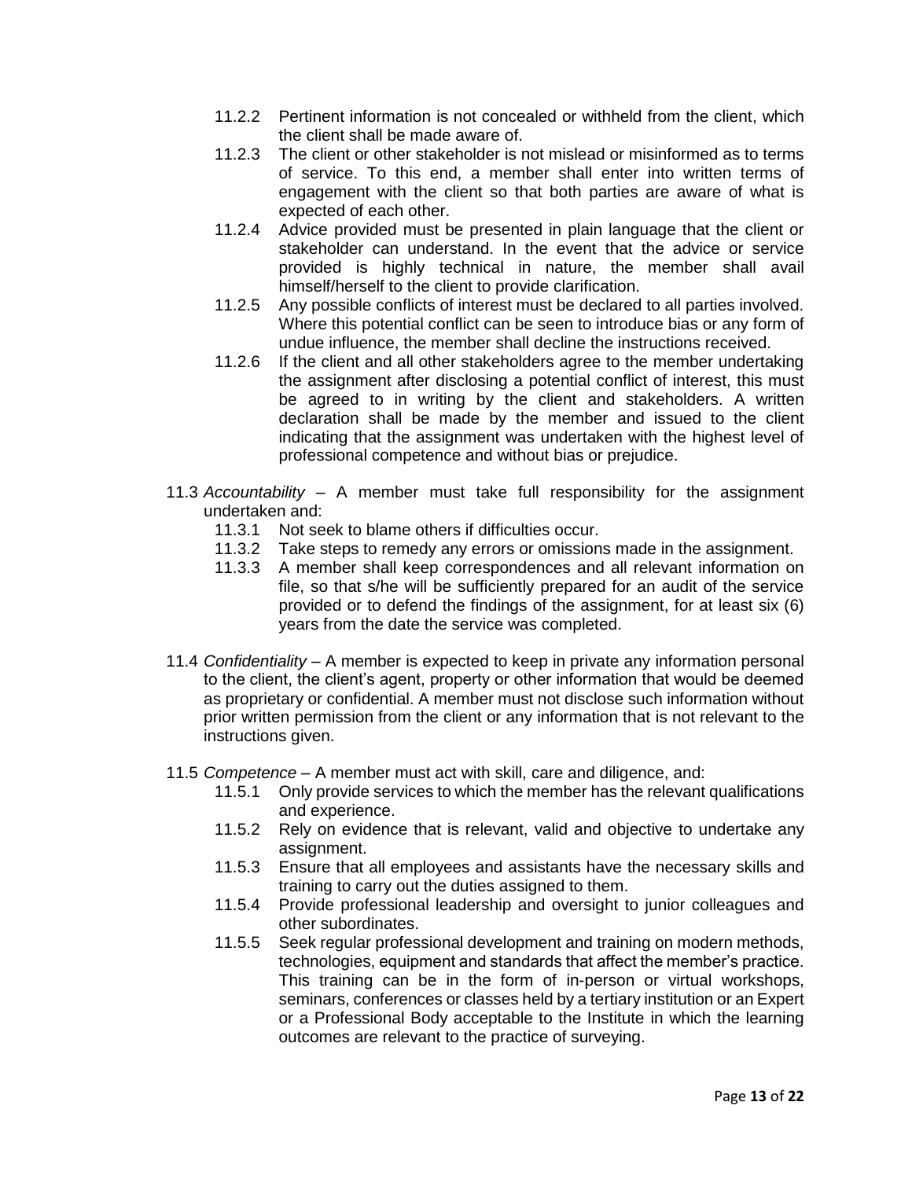- 11.2.2 Pertinent information is not concealed or withheld from the client, which the client shall be made aware of.
- 11.2.3 The client or other stakeholder is not mislead or misinformed as to terms of service. To this end, a member shall enter into written terms of engagement with the client so that both parties are aware of what is expected of each other.
- 11.2.4 Advice provided must be presented in plain language that the client or stakeholder can understand. In the event that the advice or service provided is highly technical in nature, the member shall avail himself/herself to the client to provide clarification.
- 11.2.5 Any possible conflicts of interest must be declared to all parties involved. Where this potential conflict can be seen to introduce bias or any form of undue influence, the member shall decline the instructions received.
- 11.2.6 If the client and all other stakeholders agree to the member undertaking the assignment after disclosing a potential conflict of interest, this must be agreed to in writing by the client and stakeholders. A written declaration shall be made by the member and issued to the client indicating that the assignment was undertaken with the highest level of professional competence and without bias or prejudice.

11.3 *Accountability* – A member must take full responsibility for the assignment undertaken and:

- 11.3.1 Not seek to blame others if difficulties occur.
- 11.3.2 Take steps to remedy any errors or omissions made in the assignment.
- 11.3.3 A member shall keep correspondences and all relevant information on file, so that s/he will be sufficiently prepared for an audit of the service provided or to defend the findings of the assignment, for at least six (6) years from the date the service was completed.

11.4 *Confidentiality* – A member is expected to keep in private any information personal to the client, the client's agent, property or other information that would be deemed as proprietary or confidential. A member must not disclose such information without prior written permission from the client or any information that is not relevant to the instructions given.

11.5 *Competence* – A member must act with skill, care and diligence, and:

- 11.5.1 Only provide services to which the member has the relevant qualifications and experience.
- 11.5.2 Rely on evidence that is relevant, valid and objective to undertake any assignment.
- 11.5.3 Ensure that all employees and assistants have the necessary skills and training to carry out the duties assigned to them.
- 11.5.4 Provide professional leadership and oversight to junior colleagues and other subordinates.
- 11.5.5 Seek regular professional development and training on modern methods, technologies, equipment and standards that affect the member's practice. This training can be in the form of in-person or virtual workshops, seminars, conferences or classes held by a tertiary institution or an Expert or a Professional Body acceptable to the Institute in which the learning outcomes are relevant to the practice of surveying.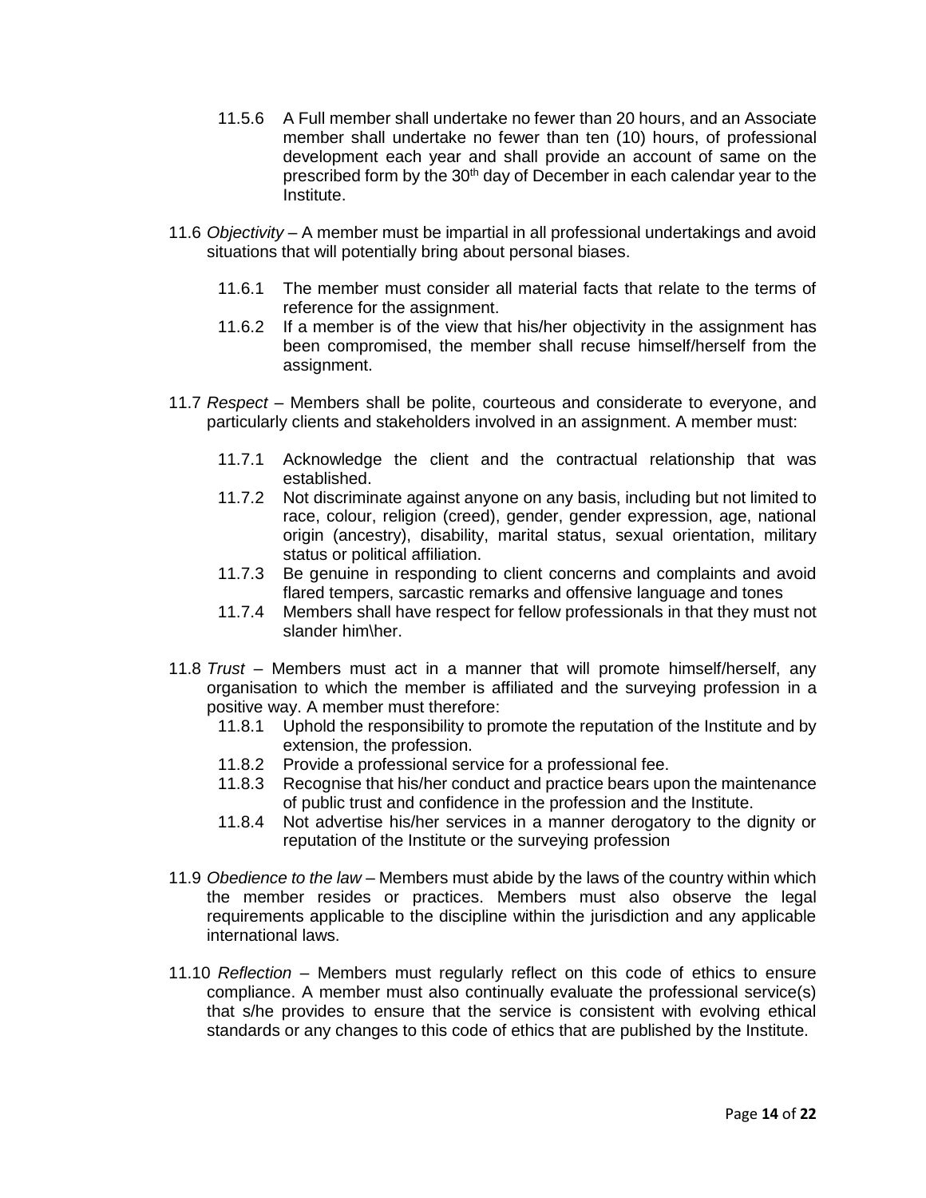11.5.6 A Full member shall undertake no fewer than 20 hours, and an Associate member shall undertake no fewer than ten (10) hours, of professional development each year and shall provide an account of same on the prescribed form by the 30th day of December in each calendar year to the Institute.

11.6 *Objectivity* – A member must be impartial in all professional undertakings and avoid situations that will potentially bring about personal biases.

11.6.1 The member must consider all material facts that relate to the terms of reference for the assignment.

11.6.2 If a member is of the view that his/her objectivity in the assignment has been compromised, the member shall recuse himself/herself from the assignment.

11.7 *Respect* – Members shall be polite, courteous and considerate to everyone, and particularly clients and stakeholders involved in an assignment. A member must:

11.7.1 Acknowledge the client and the contractual relationship that was established.

11.7.2 Not discriminate against anyone on any basis, including but not limited to race, colour, religion (creed), gender, gender expression, age, national origin (ancestry), disability, marital status, sexual orientation, military status or political affiliation.

11.7.3 Be genuine in responding to client concerns and complaints and avoid flared tempers, sarcastic remarks and offensive language and tones

11.7.4 Members shall have respect for fellow professionals in that they must not slander him\her.

11.8 *Trust* – Members must act in a manner that will promote himself/herself, any organisation to which the member is affiliated and the surveying profession in a positive way. A member must therefore:

11.8.1 Uphold the responsibility to promote the reputation of the Institute and by extension, the profession.

11.8.2 Provide a professional service for a professional fee.

11.8.3 Recognise that his/her conduct and practice bears upon the maintenance of public trust and confidence in the profession and the Institute.

11.8.4 Not advertise his/her services in a manner derogatory to the dignity or reputation of the Institute or the surveying profession

11.9 *Obedience to the law* – Members must abide by the laws of the country within which the member resides or practices. Members must also observe the legal requirements applicable to the discipline within the jurisdiction and any applicable international laws.

11.10 *Reflection* – Members must regularly reflect on this code of ethics to ensure compliance. A member must also continually evaluate the professional service(s) that s/he provides to ensure that the service is consistent with evolving ethical standards or any changes to this code of ethics that are published by the Institute.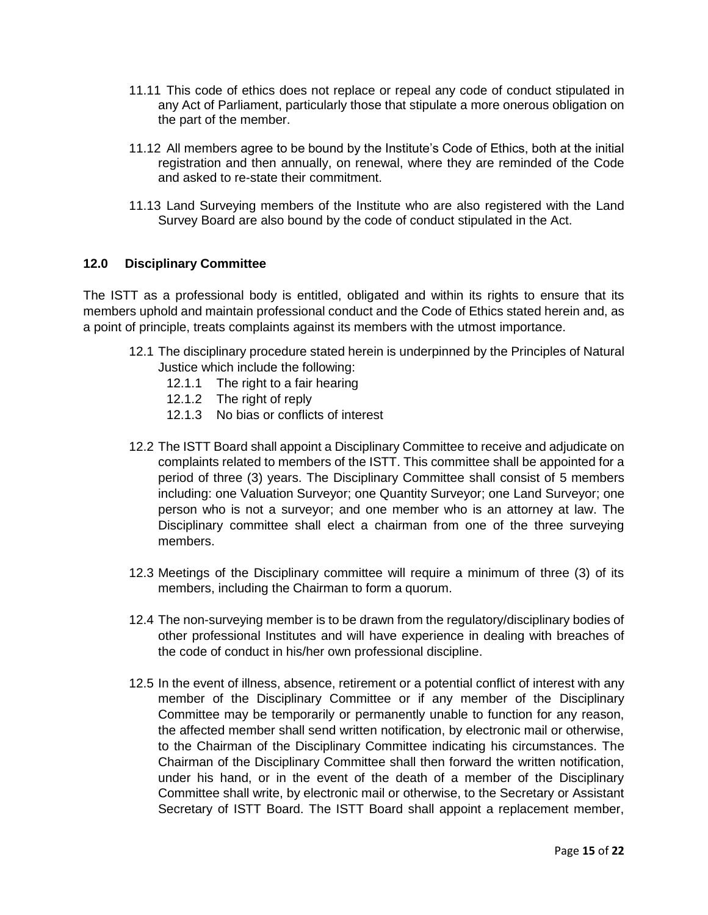11.11 This code of ethics does not replace or repeal any code of conduct stipulated in any Act of Parliament, particularly those that stipulate a more onerous obligation on the part of the member.

11.12 All members agree to be bound by the Institute's Code of Ethics, both at the initial registration and then annually, on renewal, where they are reminded of the Code and asked to re-state their commitment.

11.13 Land Surveying members of the Institute who are also registered with the Land Survey Board are also bound by the code of conduct stipulated in the Act.

## 12.0 Disciplinary Committee

The ISTT as a professional body is entitled, obligated and within its rights to ensure that its members uphold and maintain professional conduct and the Code of Ethics stated herein and, as a point of principle, treats complaints against its members with the utmost importance.

12.1 The disciplinary procedure stated herein is underpinned by the Principles of Natural Justice which include the following:

- 12.1.1 The right to a fair hearing
- 12.1.2 The right of reply
- 12.1.3 No bias or conflicts of interest

12.2 The ISTT Board shall appoint a Disciplinary Committee to receive and adjudicate on complaints related to members of the ISTT. This committee shall be appointed for a period of three (3) years. The Disciplinary Committee shall consist of 5 members including: one Valuation Surveyor; one Quantity Surveyor; one Land Surveyor; one person who is not a surveyor; and one member who is an attorney at law. The Disciplinary committee shall elect a chairman from one of the three surveying members.

12.3 Meetings of the Disciplinary committee will require a minimum of three (3) of its members, including the Chairman to form a quorum.

12.4 The non-surveying member is to be drawn from the regulatory/disciplinary bodies of other professional Institutes and will have experience in dealing with breaches of the code of conduct in his/her own professional discipline.

12.5 In the event of illness, absence, retirement or a potential conflict of interest with any member of the Disciplinary Committee or if any member of the Disciplinary Committee may be temporarily or permanently unable to function for any reason, the affected member shall send written notification, by electronic mail or otherwise, to the Chairman of the Disciplinary Committee indicating his circumstances. The Chairman of the Disciplinary Committee shall then forward the written notification, under his hand, or in the event of the death of a member of the Disciplinary Committee shall write, by electronic mail or otherwise, to the Secretary or Assistant Secretary of ISTT Board. The ISTT Board shall appoint a replacement member,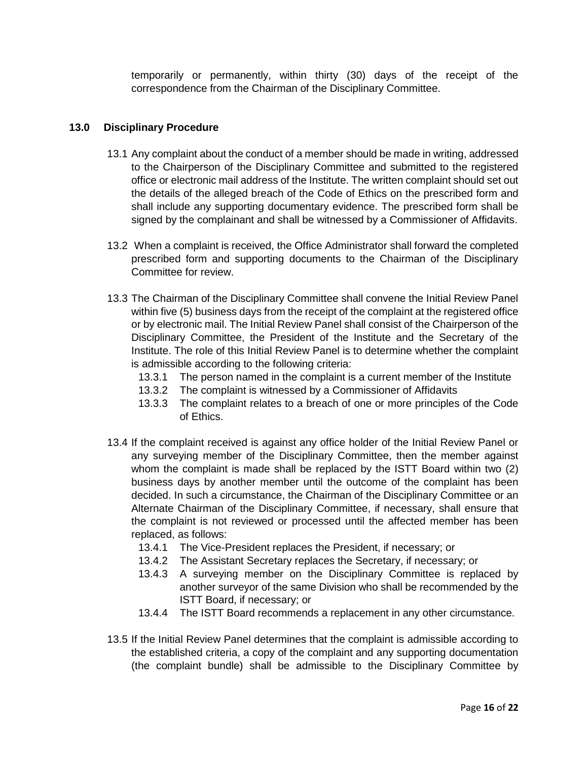temporarily or permanently, within thirty (30) days of the receipt of the correspondence from the Chairman of the Disciplinary Committee.

## 13.0 Disciplinary Procedure

13.1 Any complaint about the conduct of a member should be made in writing, addressed to the Chairperson of the Disciplinary Committee and submitted to the registered office or electronic mail address of the Institute. The written complaint should set out the details of the alleged breach of the Code of Ethics on the prescribed form and shall include any supporting documentary evidence. The prescribed form shall be signed by the complainant and shall be witnessed by a Commissioner of Affidavits.

13.2 When a complaint is received, the Office Administrator shall forward the completed prescribed form and supporting documents to the Chairman of the Disciplinary Committee for review.

13.3 The Chairman of the Disciplinary Committee shall convene the Initial Review Panel within five (5) business days from the receipt of the complaint at the registered office or by electronic mail. The Initial Review Panel shall consist of the Chairperson of the Disciplinary Committee, the President of the Institute and the Secretary of the Institute. The role of this Initial Review Panel is to determine whether the complaint is admissible according to the following criteria:

- 13.3.1 The person named in the complaint is a current member of the Institute
- 13.3.2 The complaint is witnessed by a Commissioner of Affidavits
- 13.3.3 The complaint relates to a breach of one or more principles of the Code of Ethics.

13.4 If the complaint received is against any office holder of the Initial Review Panel or any surveying member of the Disciplinary Committee, then the member against whom the complaint is made shall be replaced by the ISTT Board within two (2) business days by another member until the outcome of the complaint has been decided. In such a circumstance, the Chairman of the Disciplinary Committee or an Alternate Chairman of the Disciplinary Committee, if necessary, shall ensure that the complaint is not reviewed or processed until the affected member has been replaced, as follows:

- 13.4.1 The Vice-President replaces the President, if necessary; or
- 13.4.2 The Assistant Secretary replaces the Secretary, if necessary; or
- 13.4.3 A surveying member on the Disciplinary Committee is replaced by another surveyor of the same Division who shall be recommended by the ISTT Board, if necessary; or
- 13.4.4 The ISTT Board recommends a replacement in any other circumstance.

13.5 If the Initial Review Panel determines that the complaint is admissible according to the established criteria, a copy of the complaint and any supporting documentation (the complaint bundle) shall be admissible to the Disciplinary Committee by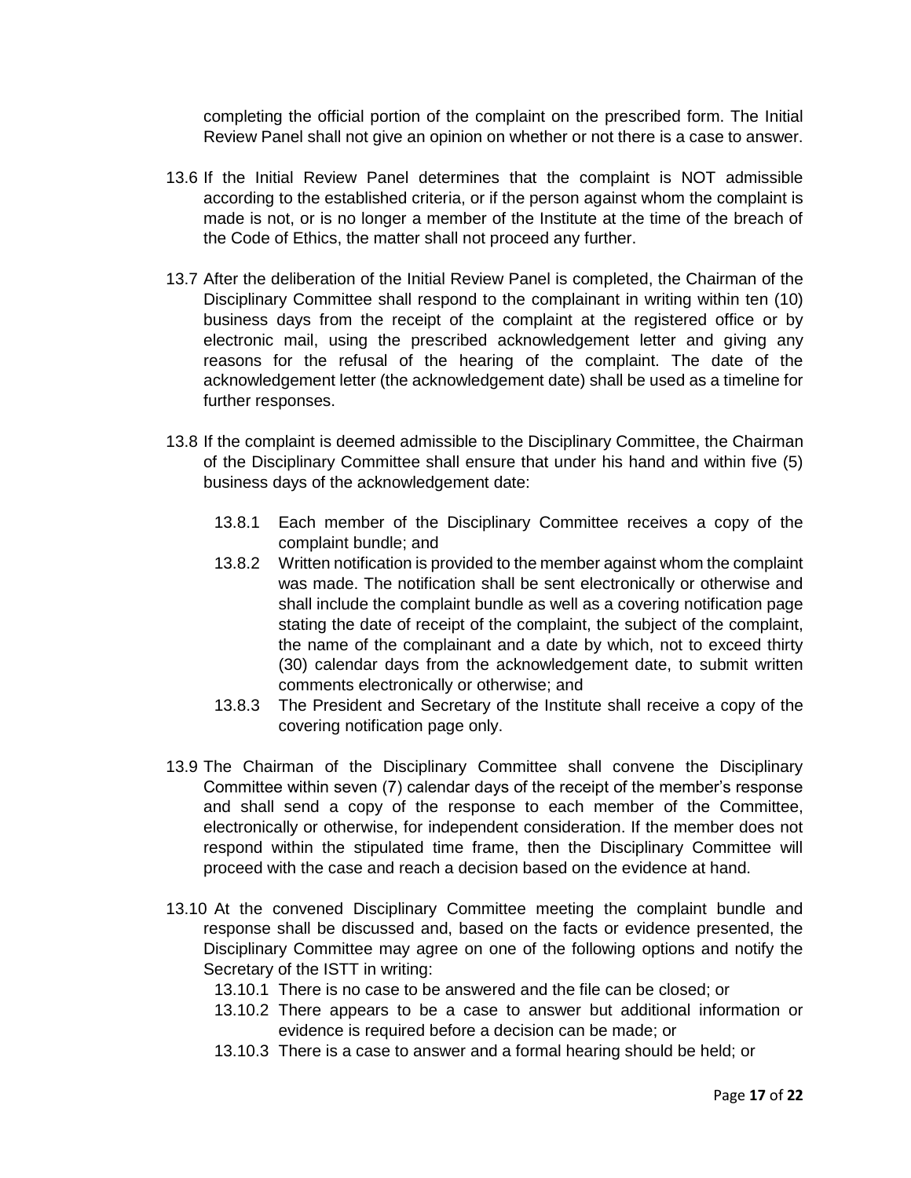completing the official portion of the complaint on the prescribed form. The Initial Review Panel shall not give an opinion on whether or not there is a case to answer.

13.6 If the Initial Review Panel determines that the complaint is NOT admissible according to the established criteria, or if the person against whom the complaint is made is not, or is no longer a member of the Institute at the time of the breach of the Code of Ethics, the matter shall not proceed any further.

13.7 After the deliberation of the Initial Review Panel is completed, the Chairman of the Disciplinary Committee shall respond to the complainant in writing within ten (10) business days from the receipt of the complaint at the registered office or by electronic mail, using the prescribed acknowledgement letter and giving any reasons for the refusal of the hearing of the complaint. The date of the acknowledgement letter (the acknowledgement date) shall be used as a timeline for further responses.

13.8 If the complaint is deemed admissible to the Disciplinary Committee, the Chairman of the Disciplinary Committee shall ensure that under his hand and within five (5) business days of the acknowledgement date:

- 13.8.1 Each member of the Disciplinary Committee receives a copy of the complaint bundle; and
- 13.8.2 Written notification is provided to the member against whom the complaint was made. The notification shall be sent electronically or otherwise and shall include the complaint bundle as well as a covering notification page stating the date of receipt of the complaint, the subject of the complaint, the name of the complainant and a date by which, not to exceed thirty (30) calendar days from the acknowledgement date, to submit written comments electronically or otherwise; and
- 13.8.3 The President and Secretary of the Institute shall receive a copy of the covering notification page only.

13.9 The Chairman of the Disciplinary Committee shall convene the Disciplinary Committee within seven (7) calendar days of the receipt of the member's response and shall send a copy of the response to each member of the Committee, electronically or otherwise, for independent consideration. If the member does not respond within the stipulated time frame, then the Disciplinary Committee will proceed with the case and reach a decision based on the evidence at hand.

13.10 At the convened Disciplinary Committee meeting the complaint bundle and response shall be discussed and, based on the facts or evidence presented, the Disciplinary Committee may agree on one of the following options and notify the Secretary of the ISTT in writing:

- 13.10.1 There is no case to be answered and the file can be closed; or
- 13.10.2 There appears to be a case to answer but additional information or evidence is required before a decision can be made; or
- 13.10.3 There is a case to answer and a formal hearing should be held; or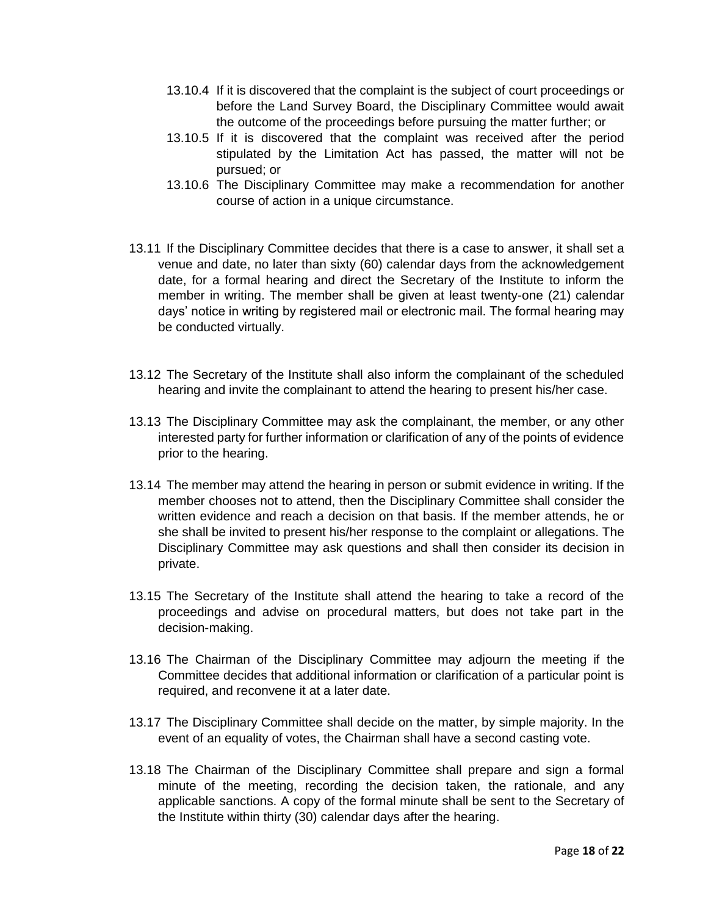13.10.4 If it is discovered that the complaint is the subject of court proceedings or before the Land Survey Board, the Disciplinary Committee would await the outcome of the proceedings before pursuing the matter further; or

13.10.5 If it is discovered that the complaint was received after the period stipulated by the Limitation Act has passed, the matter will not be pursued; or

13.10.6 The Disciplinary Committee may make a recommendation for another course of action in a unique circumstance.

13.11 If the Disciplinary Committee decides that there is a case to answer, it shall set a venue and date, no later than sixty (60) calendar days from the acknowledgement date, for a formal hearing and direct the Secretary of the Institute to inform the member in writing. The member shall be given at least twenty-one (21) calendar days' notice in writing by registered mail or electronic mail. The formal hearing may be conducted virtually.

13.12 The Secretary of the Institute shall also inform the complainant of the scheduled hearing and invite the complainant to attend the hearing to present his/her case.

13.13 The Disciplinary Committee may ask the complainant, the member, or any other interested party for further information or clarification of any of the points of evidence prior to the hearing.

13.14 The member may attend the hearing in person or submit evidence in writing. If the member chooses not to attend, then the Disciplinary Committee shall consider the written evidence and reach a decision on that basis. If the member attends, he or she shall be invited to present his/her response to the complaint or allegations. The Disciplinary Committee may ask questions and shall then consider its decision in private.

13.15 The Secretary of the Institute shall attend the hearing to take a record of the proceedings and advise on procedural matters, but does not take part in the decision-making.

13.16 The Chairman of the Disciplinary Committee may adjourn the meeting if the Committee decides that additional information or clarification of a particular point is required, and reconvene it at a later date.

13.17 The Disciplinary Committee shall decide on the matter, by simple majority. In the event of an equality of votes, the Chairman shall have a second casting vote.

13.18 The Chairman of the Disciplinary Committee shall prepare and sign a formal minute of the meeting, recording the decision taken, the rationale, and any applicable sanctions. A copy of the formal minute shall be sent to the Secretary of the Institute within thirty (30) calendar days after the hearing.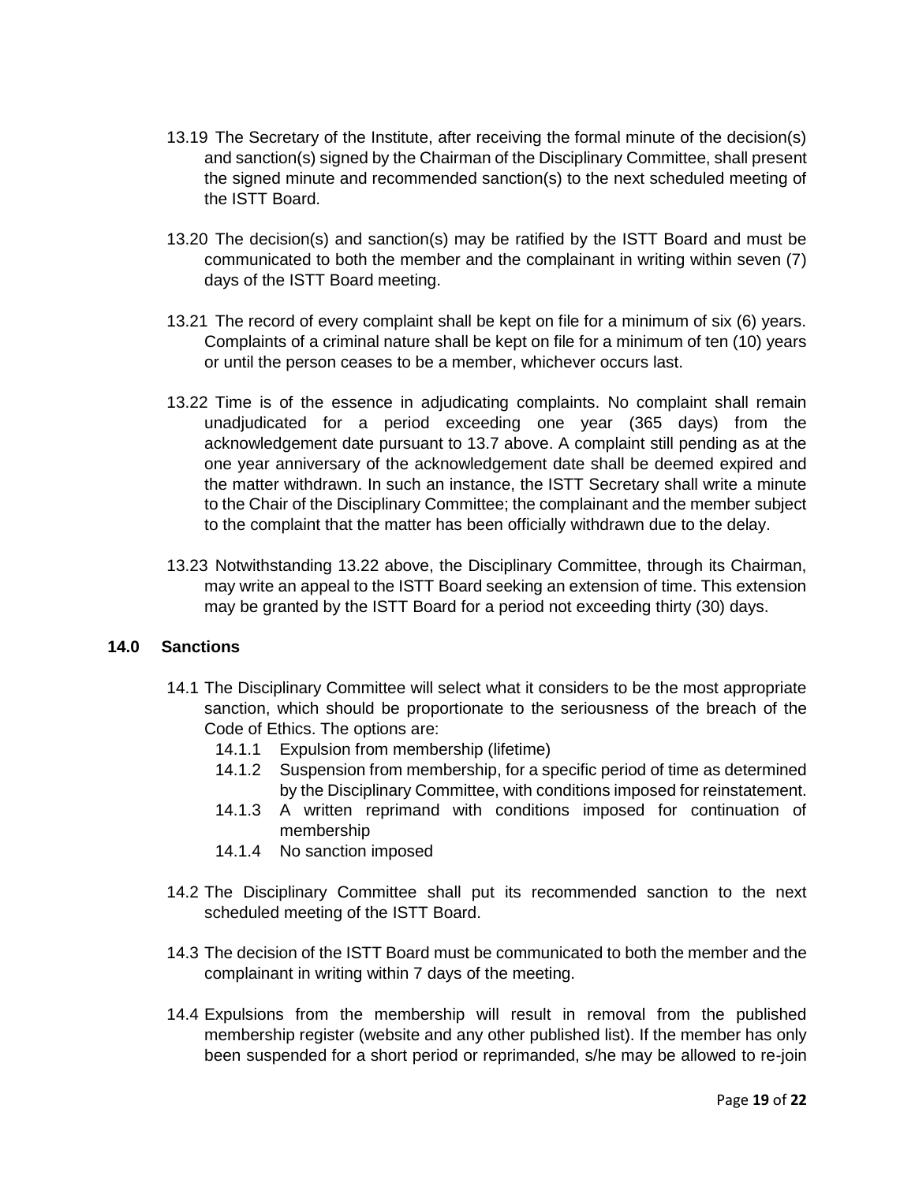13.19 The Secretary of the Institute, after receiving the formal minute of the decision(s) and sanction(s) signed by the Chairman of the Disciplinary Committee, shall present the signed minute and recommended sanction(s) to the next scheduled meeting of the ISTT Board.

13.20 The decision(s) and sanction(s) may be ratified by the ISTT Board and must be communicated to both the member and the complainant in writing within seven (7) days of the ISTT Board meeting.

13.21 The record of every complaint shall be kept on file for a minimum of six (6) years. Complaints of a criminal nature shall be kept on file for a minimum of ten (10) years or until the person ceases to be a member, whichever occurs last.

13.22 Time is of the essence in adjudicating complaints. No complaint shall remain unadjudicated for a period exceeding one year (365 days) from the acknowledgement date pursuant to 13.7 above. A complaint still pending as at the one year anniversary of the acknowledgement date shall be deemed expired and the matter withdrawn. In such an instance, the ISTT Secretary shall write a minute to the Chair of the Disciplinary Committee; the complainant and the member subject to the complaint that the matter has been officially withdrawn due to the delay.

13.23 Notwithstanding 13.22 above, the Disciplinary Committee, through its Chairman, may write an appeal to the ISTT Board seeking an extension of time. This extension may be granted by the ISTT Board for a period not exceeding thirty (30) days.

## 14.0 Sanctions

14.1 The Disciplinary Committee will select what it considers to be the most appropriate sanction, which should be proportionate to the seriousness of the breach of the Code of Ethics. The options are:

- 14.1.1 Expulsion from membership (lifetime)
- 14.1.2 Suspension from membership, for a specific period of time as determined by the Disciplinary Committee, with conditions imposed for reinstatement.
- 14.1.3 A written reprimand with conditions imposed for continuation of membership
- 14.1.4 No sanction imposed

14.2 The Disciplinary Committee shall put its recommended sanction to the next scheduled meeting of the ISTT Board.

14.3 The decision of the ISTT Board must be communicated to both the member and the complainant in writing within 7 days of the meeting.

14.4 Expulsions from the membership will result in removal from the published membership register (website and any other published list). If the member has only been suspended for a short period or reprimanded, s/he may be allowed to re-join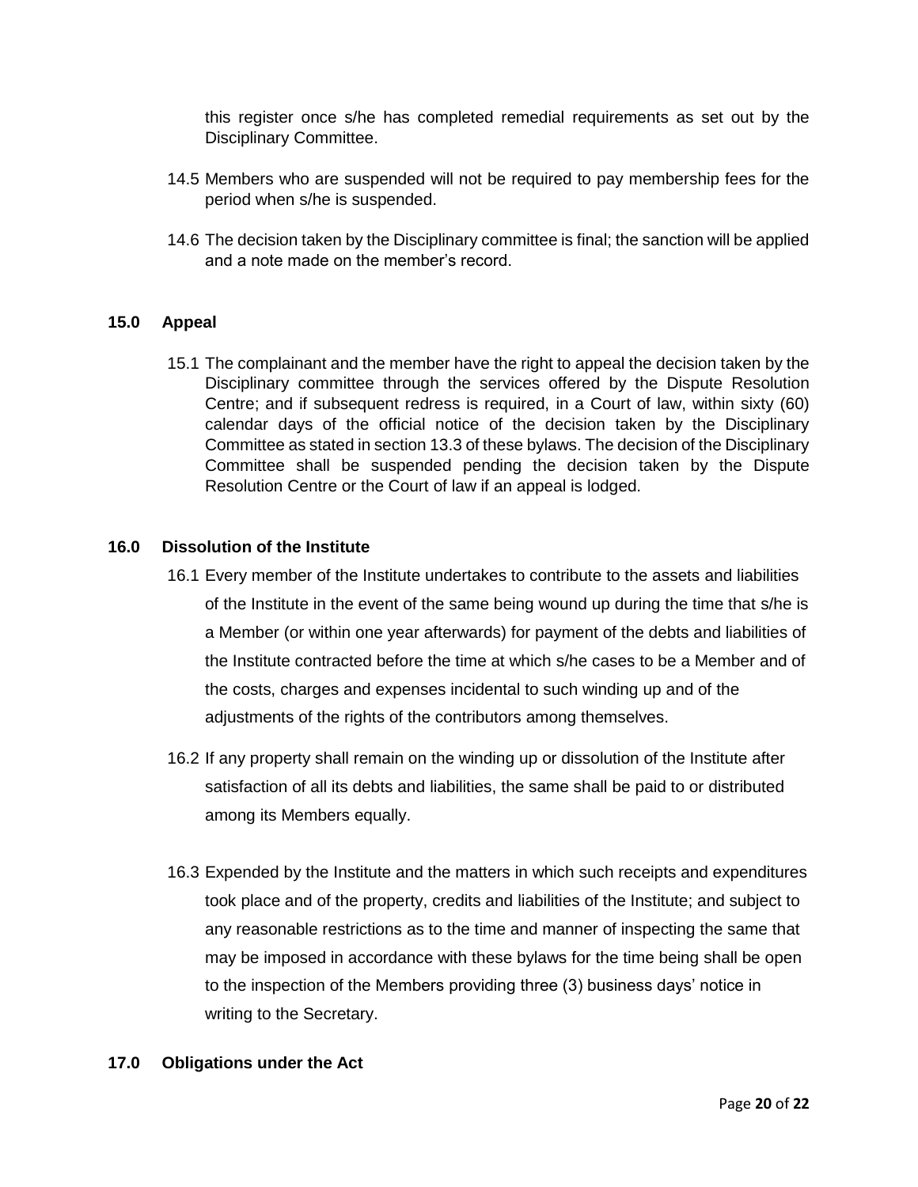this register once s/he has completed remedial requirements as set out by the Disciplinary Committee.

14.5 Members who are suspended will not be required to pay membership fees for the period when s/he is suspended.

14.6 The decision taken by the Disciplinary committee is final; the sanction will be applied and a note made on the member's record.

## 15.0 Appeal

15.1 The complainant and the member have the right to appeal the decision taken by the Disciplinary committee through the services offered by the Dispute Resolution Centre; and if subsequent redress is required, in a Court of law, within sixty (60) calendar days of the official notice of the decision taken by the Disciplinary Committee as stated in section 13.3 of these bylaws. The decision of the Disciplinary Committee shall be suspended pending the decision taken by the Dispute Resolution Centre or the Court of law if an appeal is lodged.

## 16.0 Dissolution of the Institute

16.1 Every member of the Institute undertakes to contribute to the assets and liabilities of the Institute in the event of the same being wound up during the time that s/he is a Member (or within one year afterwards) for payment of the debts and liabilities of the Institute contracted before the time at which s/he cases to be a Member and of the costs, charges and expenses incidental to such winding up and of the adjustments of the rights of the contributors among themselves.

16.2 If any property shall remain on the winding up or dissolution of the Institute after satisfaction of all its debts and liabilities, the same shall be paid to or distributed among its Members equally.

16.3 Expended by the Institute and the matters in which such receipts and expenditures took place and of the property, credits and liabilities of the Institute; and subject to any reasonable restrictions as to the time and manner of inspecting the same that may be imposed in accordance with these bylaws for the time being shall be open to the inspection of the Members providing three (3) business days' notice in writing to the Secretary.

## 17.0 Obligations under the Act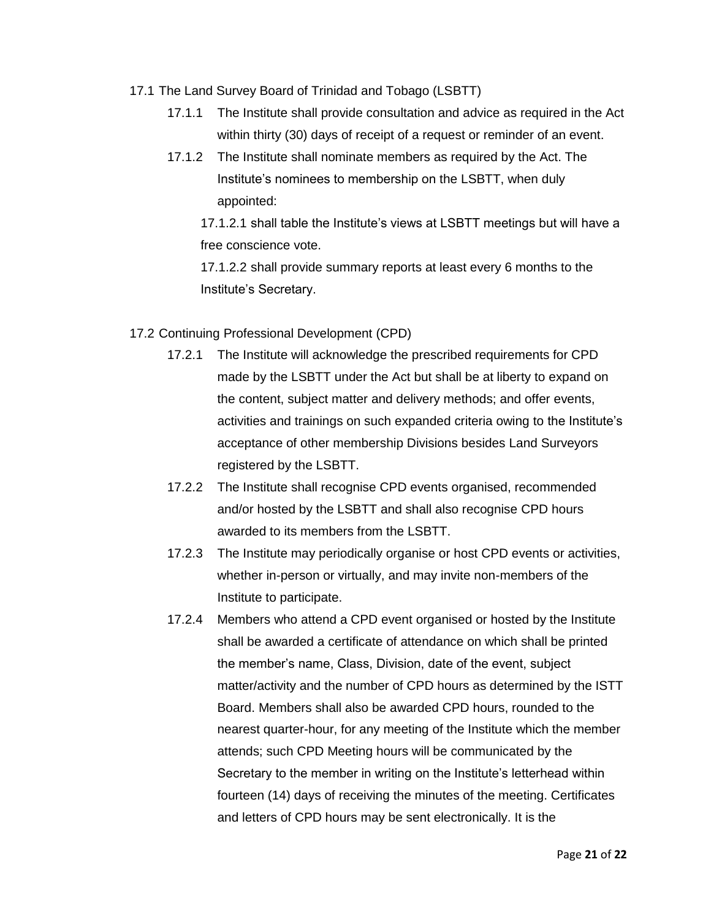17.1 The Land Survey Board of Trinidad and Tobago (LSBTT)

17.1.1 The Institute shall provide consultation and advice as required in the Act within thirty (30) days of receipt of a request or reminder of an event.

17.1.2 The Institute shall nominate members as required by the Act. The Institute's nominees to membership on the LSBTT, when duly appointed:

17.1.2.1 shall table the Institute's views at LSBTT meetings but will have a free conscience vote.

17.1.2.2 shall provide summary reports at least every 6 months to the Institute's Secretary.

17.2 Continuing Professional Development (CPD)

17.2.1 The Institute will acknowledge the prescribed requirements for CPD made by the LSBTT under the Act but shall be at liberty to expand on the content, subject matter and delivery methods; and offer events, activities and trainings on such expanded criteria owing to the Institute's acceptance of other membership Divisions besides Land Surveyors registered by the LSBTT.

17.2.2 The Institute shall recognise CPD events organised, recommended and/or hosted by the LSBTT and shall also recognise CPD hours awarded to its members from the LSBTT.

17.2.3 The Institute may periodically organise or host CPD events or activities, whether in-person or virtually, and may invite non-members of the Institute to participate.

17.2.4 Members who attend a CPD event organised or hosted by the Institute shall be awarded a certificate of attendance on which shall be printed the member's name, Class, Division, date of the event, subject matter/activity and the number of CPD hours as determined by the ISTT Board. Members shall also be awarded CPD hours, rounded to the nearest quarter-hour, for any meeting of the Institute which the member attends; such CPD Meeting hours will be communicated by the Secretary to the member in writing on the Institute's letterhead within fourteen (14) days of receiving the minutes of the meeting. Certificates and letters of CPD hours may be sent electronically. It is the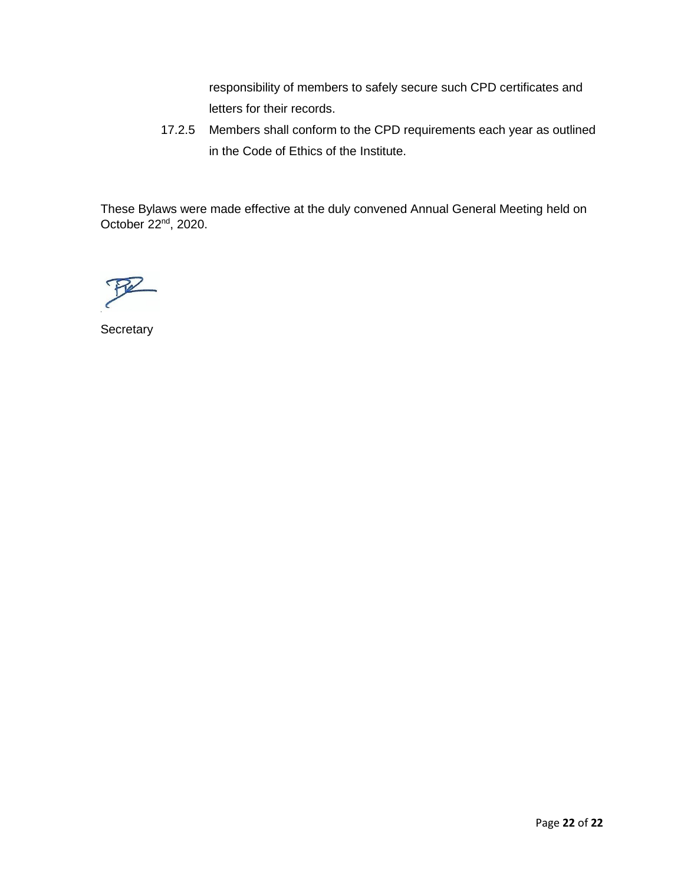responsibility of members to safely secure such CPD certificates and letters for their records.

17.2.5 Members shall conform to the CPD requirements each year as outlined in the Code of Ethics of the Institute.

These Bylaws were made effective at the duly convened Annual General Meeting held on October 22nd, 2020.

Secretary